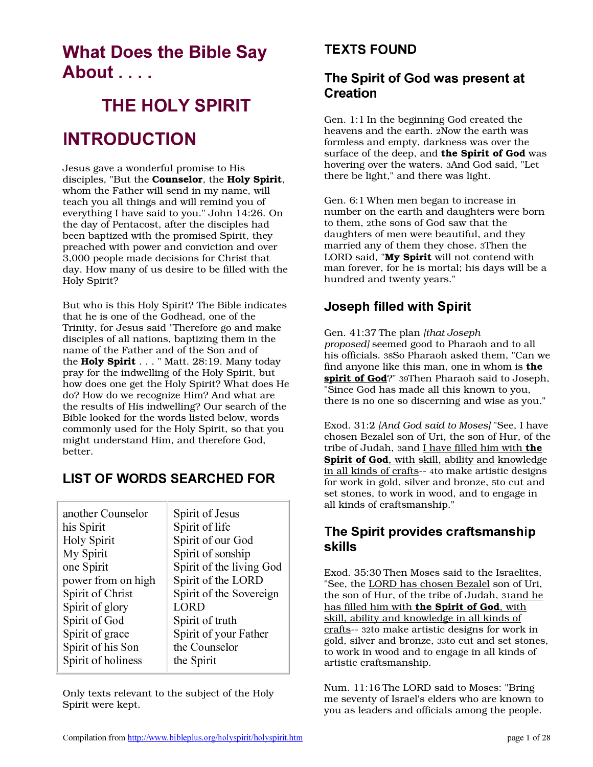# What Does the Bible Say About . . . .

# THE HOLY SPIRIT

# INTRODUCTION

Jesus gave a wonderful promise to His disciples, "But the **Counselor**, the **Holy Spirit**, whom the Father will send in my name, will teach you all things and will remind you of everything I have said to you." John 14:26. On the day of Pentacost, after the disciples had been baptized with the promised Spirit, they preached with power and conviction and over 3,000 people made decisions for Christ that day. How many of us desire to be filled with the Holy Spirit?

But who is this Holy Spirit? The Bible indicates that he is one of the Godhead, one of the Trinity, for Jesus said "Therefore go and make disciples of all nations, baptizing them in the name of the Father and of the Son and of the **Holy Spirit** . . . " Matt. 28:19. Many today pray for the indwelling of the Holy Spirit, but how does one get the Holy Spirit? What does He do? How do we recognize Him? And what are the results of His indwelling? Our search of the Bible looked for the words listed below, words commonly used for the Holy Spirit, so that you might understand Him, and therefore God, better.

## LIST OF WORDS SEARCHED FOR

| | |
|---|---|
| another Counselor | Spirit of Jesus |
| his Spirit | Spirit of life |
| Holy Spirit | Spirit of our God |
| My Spirit | Spirit of sonship |
| one Spirit | Spirit of the living God |
| power from on high | Spirit of the LORD |
| Spirit of Christ | Spirit of the Sovereign LORD |
| Spirit of glory | Spirit of truth |
| Spirit of God | Spirit of your Father |
| Spirit of grace | the Counselor |
| Spirit of his Son | the Spirit |
| Spirit of holiness | |

Only texts relevant to the subject of the Holy Spirit were kept.

## TEXTS FOUND

### The Spirit of God was present at Creation

Gen. 1:1 In the beginning God created the heavens and the earth. 2Now the earth was formless and empty, darkness was over the surface of the deep, and **the Spirit of God** was hovering over the waters. 3And God said, "Let there be light," and there was light.

Gen. 6:1 When men began to increase in number on the earth and daughters were born to them, 2the sons of God saw that the daughters of men were beautiful, and they married any of them they chose. 3Then the LORD said, "**My Spirit** will not contend with man forever, for he is mortal; his days will be a hundred and twenty years."

### Joseph filled with Spirit

Gen. 41:37 The plan *[that Joseph proposed]* seemed good to Pharaoh and to all his officials. 38So Pharaoh asked them, "Can we find anyone like this man, one in whom is **the spirit of God**?" 39Then Pharaoh said to Joseph, "Since God has made all this known to you, there is no one so discerning and wise as you."

Exod. 31:2 *[And God said to Moses]* "See, I have chosen Bezalel son of Uri, the son of Hur, of the tribe of Judah, 3and I have filled him with **the Spirit of God**, with skill, ability and knowledge in all kinds of crafts-- 4to make artistic designs for work in gold, silver and bronze, 5to cut and set stones, to work in wood, and to engage in all kinds of craftsmanship."

### The Spirit provides craftsmanship skills

Exod. 35:30 Then Moses said to the Israelites, "See, the LORD has chosen Bezalel son of Uri, the son of Hur, of the tribe of Judah, 31and he has filled him with **the Spirit of God**, with skill, ability and knowledge in all kinds of crafts-- 32to make artistic designs for work in gold, silver and bronze, 33to cut and set stones, to work in wood and to engage in all kinds of artistic craftsmanship.

Num. 11:16 The LORD said to Moses: "Bring me seventy of Israel's elders who are known to you as leaders and officials among the people.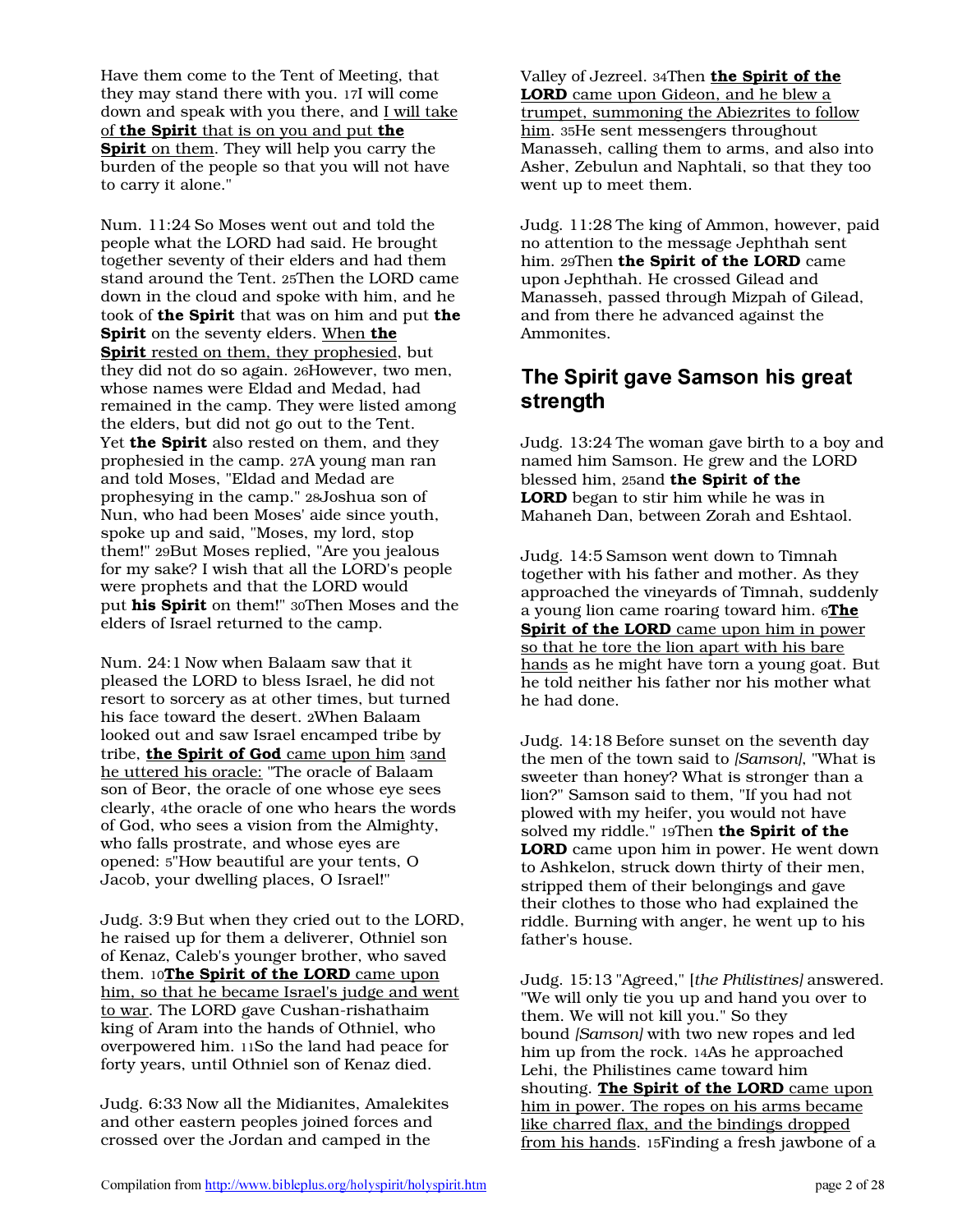Have them come to the Tent of Meeting, that they may stand there with you. 17I will come down and speak with you there, and I will take of **the Spirit** that is on you and put **the Spirit** on them. They will help you carry the burden of the people so that you will not have to carry it alone."

Num. 11:24 So Moses went out and told the people what the LORD had said. He brought together seventy of their elders and had them stand around the Tent. 25Then the LORD came down in the cloud and spoke with him, and he took of **the Spirit** that was on him and put **the Spirit** on the seventy elders. When **the Spirit** rested on them, they prophesied, but they did not do so again. 26However, two men, whose names were Eldad and Medad, had remained in the camp. They were listed among the elders, but did not go out to the Tent. Yet **the Spirit** also rested on them, and they prophesied in the camp. 27A young man ran and told Moses, "Eldad and Medad are prophesying in the camp." 28Joshua son of Nun, who had been Moses' aide since youth, spoke up and said, "Moses, my lord, stop them!" 29But Moses replied, "Are you jealous for my sake? I wish that all the LORD's people were prophets and that the LORD would put **his Spirit** on them!" 30Then Moses and the elders of Israel returned to the camp.

Num. 24:1 Now when Balaam saw that it pleased the LORD to bless Israel, he did not resort to sorcery as at other times, but turned his face toward the desert. 2When Balaam looked out and saw Israel encamped tribe by tribe, **the Spirit of God** came upon him 3and he uttered his oracle: "The oracle of Balaam son of Beor, the oracle of one whose eye sees clearly, 4the oracle of one who hears the words of God, who sees a vision from the Almighty, who falls prostrate, and whose eyes are opened: 5"How beautiful are your tents, O Jacob, your dwelling places, O Israel!"

Judg. 3:9 But when they cried out to the LORD, he raised up for them a deliverer, Othniel son of Kenaz, Caleb's younger brother, who saved them. 10**The Spirit of the LORD** came upon him, so that he became Israel's judge and went to war. The LORD gave Cushan-rishathaim king of Aram into the hands of Othniel, who overpowered him. 11So the land had peace for forty years, until Othniel son of Kenaz died.

Judg. 6:33 Now all the Midianites, Amalekites and other eastern peoples joined forces and crossed over the Jordan and camped in the Valley of Jezreel. 34Then **the Spirit of the LORD** came upon Gideon, and he blew a trumpet, summoning the Abiezrites to follow him. 35He sent messengers throughout Manasseh, calling them to arms, and also into Asher, Zebulun and Naphtali, so that they too went up to meet them.

Judg. 11:28 The king of Ammon, however, paid no attention to the message Jephthah sent him. 29Then **the Spirit of the LORD** came upon Jephthah. He crossed Gilead and Manasseh, passed through Mizpah of Gilead, and from there he advanced against the Ammonites.

## The Spirit gave Samson his great strength

Judg. 13:24 The woman gave birth to a boy and named him Samson. He grew and the LORD blessed him, 25and **the Spirit of the LORD** began to stir him while he was in Mahaneh Dan, between Zorah and Eshtaol.

Judg. 14:5 Samson went down to Timnah together with his father and mother. As they approached the vineyards of Timnah, suddenly a young lion came roaring toward him. 6**The Spirit of the LORD** came upon him in power so that he tore the lion apart with his bare hands as he might have torn a young goat. But he told neither his father nor his mother what he had done.

Judg. 14:18 Before sunset on the seventh day the men of the town said to *[Samson]*, "What is sweeter than honey? What is stronger than a lion?" Samson said to them, "If you had not plowed with my heifer, you would not have solved my riddle." 19Then **the Spirit of the LORD** came upon him in power. He went down to Ashkelon, struck down thirty of their men, stripped them of their belongings and gave their clothes to those who had explained the riddle. Burning with anger, he went up to his father's house.

Judg. 15:13 "Agreed," *[the Philistines]* answered. "We will only tie you up and hand you over to them. We will not kill you." So they bound *[Samson]* with two new ropes and led him up from the rock. 14As he approached Lehi, the Philistines came toward him shouting. **The Spirit of the LORD** came upon him in power. The ropes on his arms became like charred flax, and the bindings dropped from his hands. 15Finding a fresh jawbone of a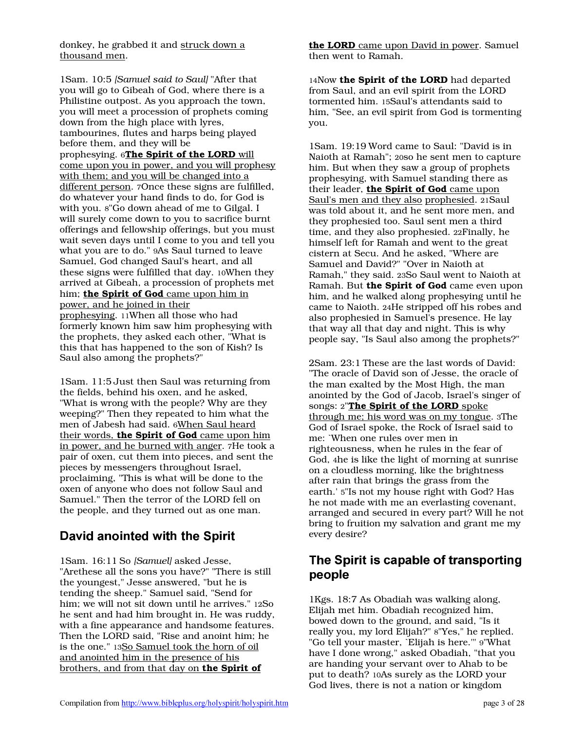donkey, he grabbed it and struck down a thousand men.

1Sam. 10:5 *[Samuel said to Saul]* "After that you will go to Gibeah of God, where there is a Philistine outpost. As you approach the town, you will meet a procession of prophets coming down from the high place with lyres, tambourines, flutes and harps being played before them, and they will be prophesying. 6**The Spirit of the LORD** will come upon you in power, and you will prophesy with them; and you will be changed into a different person. 7Once these signs are fulfilled, do whatever your hand finds to do, for God is with you. 8"Go down ahead of me to Gilgal. I will surely come down to you to sacrifice burnt offerings and fellowship offerings, but you must wait seven days until I come to you and tell you what you are to do." 9As Saul turned to leave Samuel, God changed Saul's heart, and all these signs were fulfilled that day. 10When they arrived at Gibeah, a procession of prophets met him; **the Spirit of God** came upon him in power, and he joined in their prophesying. 11When all those who had formerly known him saw him prophesying with the prophets, they asked each other, "What is this that has happened to the son of Kish? Is Saul also among the prophets?"

1Sam. 11:5 Just then Saul was returning from the fields, behind his oxen, and he asked, "What is wrong with the people? Why are they weeping?" Then they repeated to him what the men of Jabesh had said. 6When Saul heard their words, **the Spirit of God** came upon him in power, and he burned with anger. 7He took a pair of oxen, cut them into pieces, and sent the pieces by messengers throughout Israel, proclaiming, "This is what will be done to the oxen of anyone who does not follow Saul and Samuel." Then the terror of the LORD fell on the people, and they turned out as one man.

## David anointed with the Spirit

1Sam. 16:11 So *[Samuel]* asked Jesse, "Arethese all the sons you have?" "There is still the youngest," Jesse answered, "but he is tending the sheep." Samuel said, "Send for him; we will not sit down until he arrives." 12So he sent and had him brought in. He was ruddy, with a fine appearance and handsome features. Then the LORD said, "Rise and anoint him; he is the one." 13So Samuel took the horn of oil and anointed him in the presence of his brothers, and from that day on **the Spirit of the LORD** came upon David in power. Samuel then went to Ramah.

14Now **the Spirit of the LORD** had departed from Saul, and an evil spirit from the LORD tormented him. 15Saul's attendants said to him, "See, an evil spirit from God is tormenting you.

1Sam. 19:19 Word came to Saul: "David is in Naioth at Ramah"; 20so he sent men to capture him. But when they saw a group of prophets prophesying, with Samuel standing there as their leader, **the Spirit of God** came upon Saul's men and they also prophesied. 21Saul was told about it, and he sent more men, and they prophesied too. Saul sent men a third time, and they also prophesied. 22Finally, he himself left for Ramah and went to the great cistern at Secu. And he asked, "Where are Samuel and David?" "Over in Naioth at Ramah," they said. 23So Saul went to Naioth at Ramah. But **the Spirit of God** came even upon him, and he walked along prophesying until he came to Naioth. 24He stripped off his robes and also prophesied in Samuel's presence. He lay that way all that day and night. This is why people say, "Is Saul also among the prophets?"

2Sam. 23:1 These are the last words of David: "The oracle of David son of Jesse, the oracle of the man exalted by the Most High, the man anointed by the God of Jacob, Israel's singer of songs: 2"**The Spirit of the LORD** spoke through me; his word was on my tongue. 3The God of Israel spoke, the Rock of Israel said to me: `When one rules over men in righteousness, when he rules in the fear of God, 4he is like the light of morning at sunrise on a cloudless morning, like the brightness after rain that brings the grass from the earth.' 5"Is not my house right with God? Has he not made with me an everlasting covenant, arranged and secured in every part? Will he not bring to fruition my salvation and grant me my every desire?

## The Spirit is capable of transporting people

1Kgs. 18:7 As Obadiah was walking along, Elijah met him. Obadiah recognized him, bowed down to the ground, and said, "Is it really you, my lord Elijah?" 8"Yes," he replied. "Go tell your master, `Elijah is here.'" 9"What have I done wrong," asked Obadiah, "that you are handing your servant over to Ahab to be put to death? 10As surely as the LORD your God lives, there is not a nation or kingdom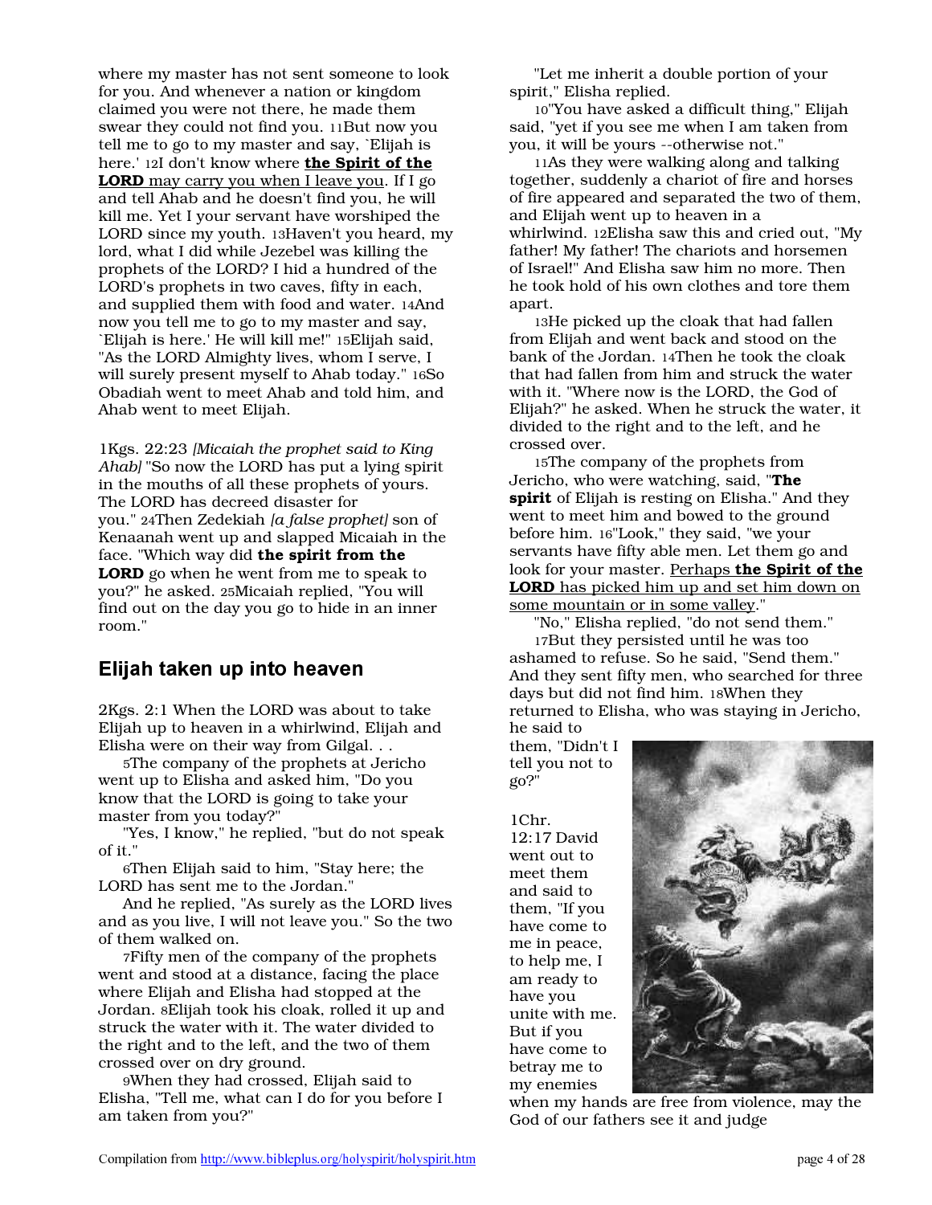where my master has not sent someone to look for you. And whenever a nation or kingdom claimed you were not there, he made them swear they could not find you. 11But now you tell me to go to my master and say, `Elijah is here.' 12I don't know where **the Spirit of the LORD** may carry you when I leave you. If I go and tell Ahab and he doesn't find you, he will kill me. Yet I your servant have worshiped the LORD since my youth. 13Haven't you heard, my lord, what I did while Jezebel was killing the prophets of the LORD? I hid a hundred of the LORD's prophets in two caves, fifty in each, and supplied them with food and water. 14And now you tell me to go to my master and say, `Elijah is here.' He will kill me!" 15Elijah said, "As the LORD Almighty lives, whom I serve, I will surely present myself to Ahab today." 16So Obadiah went to meet Ahab and told him, and Ahab went to meet Elijah.

1Kgs. 22:23 *[Micaiah the prophet said to King Ahab]* "So now the LORD has put a lying spirit in the mouths of all these prophets of yours. The LORD has decreed disaster for you." 24Then Zedekiah *[a false prophet]* son of Kenaanah went up and slapped Micaiah in the face. "Which way did **the spirit from the LORD** go when he went from me to speak to you?" he asked. 25Micaiah replied, "You will find out on the day you go to hide in an inner room."

## Elijah taken up into heaven

2Kgs. 2:1 When the LORD was about to take Elijah up to heaven in a whirlwind, Elijah and Elisha were on their way from Gilgal. . .

5The company of the prophets at Jericho went up to Elisha and asked him, "Do you know that the LORD is going to take your master from you today?"

"Yes, I know," he replied, "but do not speak of it."

6Then Elijah said to him, "Stay here; the LORD has sent me to the Jordan."

And he replied, "As surely as the LORD lives and as you live, I will not leave you." So the two of them walked on.

7Fifty men of the company of the prophets went and stood at a distance, facing the place where Elijah and Elisha had stopped at the Jordan. 8Elijah took his cloak, rolled it up and struck the water with it. The water divided to the right and to the left, and the two of them crossed over on dry ground.

9When they had crossed, Elijah said to Elisha, "Tell me, what can I do for you before I am taken from you?"

"Let me inherit a double portion of your spirit," Elisha replied.

10"You have asked a difficult thing," Elijah said, "yet if you see me when I am taken from you, it will be yours --otherwise not."

11As they were walking along and talking together, suddenly a chariot of fire and horses of fire appeared and separated the two of them, and Elijah went up to heaven in a whirlwind. 12Elisha saw this and cried out, "My father! My father! The chariots and horsemen of Israel!" And Elisha saw him no more. Then he took hold of his own clothes and tore them apart.

13He picked up the cloak that had fallen from Elijah and went back and stood on the bank of the Jordan. 14Then he took the cloak that had fallen from him and struck the water with it. "Where now is the LORD, the God of Elijah?" he asked. When he struck the water, it divided to the right and to the left, and he crossed over.

15The company of the prophets from Jericho, who were watching, said, "**The spirit** of Elijah is resting on Elisha." And they went to meet him and bowed to the ground before him. 16"Look," they said, "we your servants have fifty able men. Let them go and look for your master. Perhaps **the Spirit of the LORD** has picked him up and set him down on some mountain or in some valley."

"No," Elisha replied, "do not send them."

17But they persisted until he was too ashamed to refuse. So he said, "Send them." And they sent fifty men, who searched for three days but did not find him. 18When they returned to Elisha, who was staying in Jericho, he said to them, "Didn't I tell you not to go?"

1Chr. 12:17 David went out to meet them and said to them, "If you have come to me in peace, to help me, I am ready to have you unite with me. But if you have come to betray me to my enemies when my hands are free from violence, may the God of our fathers see it and judge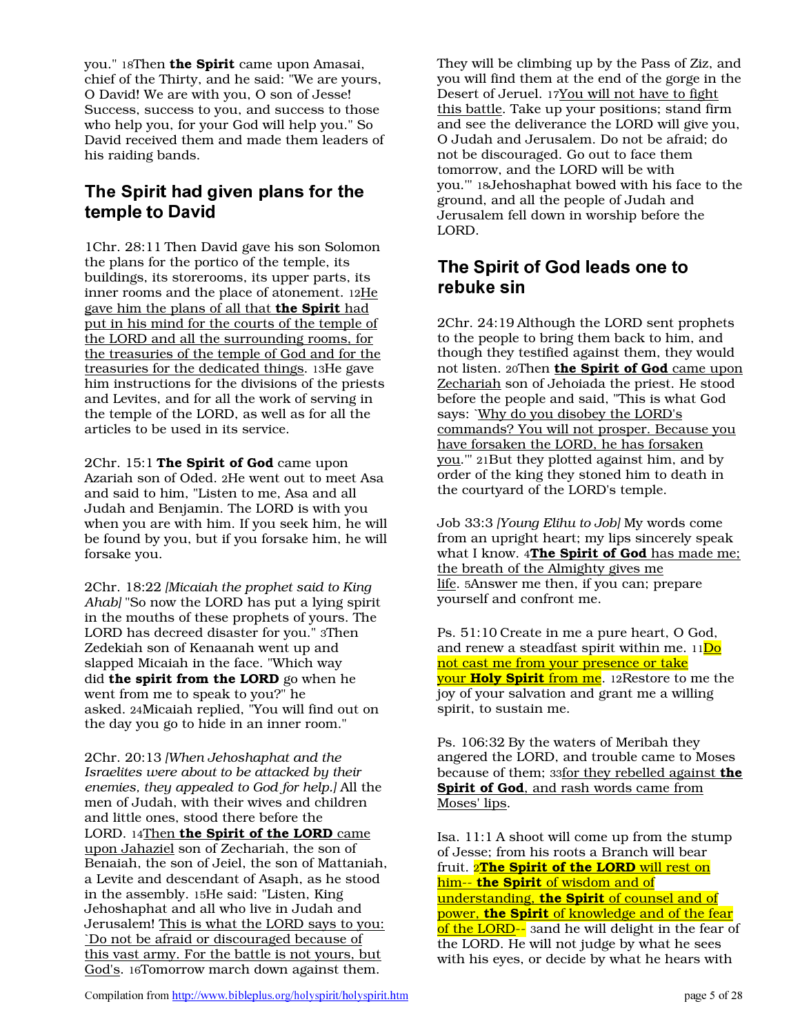you." 18Then **the Spirit** came upon Amasai, chief of the Thirty, and he said: "We are yours, O David! We are with you, O son of Jesse! Success, success to you, and success to those who help you, for your God will help you." So David received them and made them leaders of his raiding bands.

## The Spirit had given plans for the temple to David

1Chr. 28:11 Then David gave his son Solomon the plans for the portico of the temple, its buildings, its storerooms, its upper parts, its inner rooms and the place of atonement. 12He gave him the plans of all that **the Spirit** had put in his mind for the courts of the temple of the LORD and all the surrounding rooms, for the treasuries of the temple of God and for the treasuries for the dedicated things. 13He gave him instructions for the divisions of the priests and Levites, and for all the work of serving in the temple of the LORD, as well as for all the articles to be used in its service.

2Chr. 15:1 **The Spirit of God** came upon Azariah son of Oded. 2He went out to meet Asa and said to him, "Listen to me, Asa and all Judah and Benjamin. The LORD is with you when you are with him. If you seek him, he will be found by you, but if you forsake him, he will forsake you.

2Chr. 18:22 *[Micaiah the prophet said to King Ahab]* "So now the LORD has put a lying spirit in the mouths of these prophets of yours. The LORD has decreed disaster for you." 3Then Zedekiah son of Kenaanah went up and slapped Micaiah in the face. "Which way did **the spirit from the LORD** go when he went from me to speak to you?" he asked. 24Micaiah replied, "You will find out on the day you go to hide in an inner room."

2Chr. 20:13 *[When Jehoshaphat and the Israelites were about to be attacked by their enemies, they appealed to God for help.]* All the men of Judah, with their wives and children and little ones, stood there before the LORD. 14Then **the Spirit of the LORD** came upon Jahaziel son of Zechariah, the son of Benaiah, the son of Jeiel, the son of Mattaniah, a Levite and descendant of Asaph, as he stood in the assembly. 15He said: "Listen, King Jehoshaphat and all who live in Judah and Jerusalem! This is what the LORD says to you: `Do not be afraid or discouraged because of this vast army. For the battle is not yours, but God's. 16Tomorrow march down against them. They will be climbing up by the Pass of Ziz, and you will find them at the end of the gorge in the Desert of Jeruel. 17You will not have to fight this battle. Take up your positions; stand firm and see the deliverance the LORD will give you, O Judah and Jerusalem. Do not be afraid; do not be discouraged. Go out to face them tomorrow, and the LORD will be with you.'" 18Jehoshaphat bowed with his face to the ground, and all the people of Judah and Jerusalem fell down in worship before the LORD.

## The Spirit of God leads one to rebuke sin

2Chr. 24:19 Although the LORD sent prophets to the people to bring them back to him, and though they testified against them, they would not listen. 20Then **the Spirit of God** came upon Zechariah son of Jehoiada the priest. He stood before the people and said, "This is what God says: `Why do you disobey the LORD's commands? You will not prosper. Because you have forsaken the LORD, he has forsaken you.'" 21But they plotted against him, and by order of the king they stoned him to death in the courtyard of the LORD's temple.

Job 33:3 *[Young Elihu to Job]* My words come from an upright heart; my lips sincerely speak what I know. 4**The Spirit of God** has made me; the breath of the Almighty gives me life. 5Answer me then, if you can; prepare yourself and confront me.

Ps. 51:10 Create in me a pure heart, O God, and renew a steadfast spirit within me. 11Do not cast me from your presence or take your **Holy Spirit** from me. 12Restore to me the joy of your salvation and grant me a willing spirit, to sustain me.

Ps. 106:32 By the waters of Meribah they angered the LORD, and trouble came to Moses because of them; 33for they rebelled against **the Spirit of God**, and rash words came from Moses' lips.

Isa. 11:1 A shoot will come up from the stump of Jesse; from his roots a Branch will bear fruit. 2**The Spirit of the LORD** will rest on him-- **the Spirit** of wisdom and of understanding, **the Spirit** of counsel and of power, **the Spirit** of knowledge and of the fear of the LORD-- 3and he will delight in the fear of the LORD. He will not judge by what he sees with his eyes, or decide by what he hears with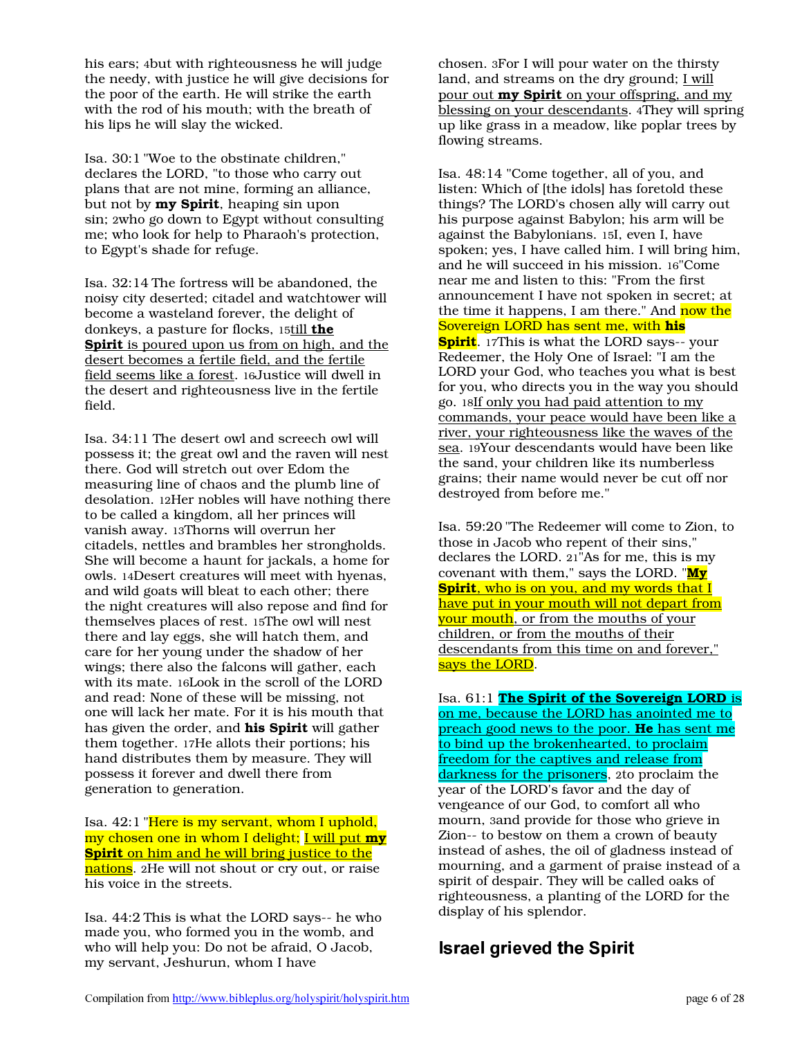his ears; 4but with righteousness he will judge the needy, with justice he will give decisions for the poor of the earth. He will strike the earth with the rod of his mouth; with the breath of his lips he will slay the wicked.

Isa. 30:1 "Woe to the obstinate children," declares the LORD, "to those who carry out plans that are not mine, forming an alliance, but not by **my Spirit**, heaping sin upon sin; 2who go down to Egypt without consulting me; who look for help to Pharaoh's protection, to Egypt's shade for refuge.

Isa. 32:14 The fortress will be abandoned, the noisy city deserted; citadel and watchtower will become a wasteland forever, the delight of donkeys, a pasture for flocks, 15till **the Spirit** is poured upon us from on high, and the desert becomes a fertile field, and the fertile field seems like a forest. 16Justice will dwell in the desert and righteousness live in the fertile field.

Isa. 34:11 The desert owl and screech owl will possess it; the great owl and the raven will nest there. God will stretch out over Edom the measuring line of chaos and the plumb line of desolation. 12Her nobles will have nothing there to be called a kingdom, all her princes will vanish away. 13Thorns will overrun her citadels, nettles and brambles her strongholds. She will become a haunt for jackals, a home for owls. 14Desert creatures will meet with hyenas, and wild goats will bleat to each other; there the night creatures will also repose and find for themselves places of rest. 15The owl will nest there and lay eggs, she will hatch them, and care for her young under the shadow of her wings; there also the falcons will gather, each with its mate. 16Look in the scroll of the LORD and read: None of these will be missing, not one will lack her mate. For it is his mouth that has given the order, and **his Spirit** will gather them together. 17He allots their portions; his hand distributes them by measure. They will possess it forever and dwell there from generation to generation.

Isa. 42:1 "Here is my servant, whom I uphold, my chosen one in whom I delight; I will put **my Spirit** on him and he will bring justice to the nations. 2He will not shout or cry out, or raise his voice in the streets.

Isa. 44:2 This is what the LORD says-- he who made you, who formed you in the womb, and who will help you: Do not be afraid, O Jacob, my servant, Jeshurun, whom I have chosen. 3For I will pour water on the thirsty land, and streams on the dry ground; I will pour out **my Spirit** on your offspring, and my blessing on your descendants. 4They will spring up like grass in a meadow, like poplar trees by flowing streams.

Isa. 48:14 "Come together, all of you, and listen: Which of [the idols] has foretold these things? The LORD's chosen ally will carry out his purpose against Babylon; his arm will be against the Babylonians. 15I, even I, have spoken; yes, I have called him. I will bring him, and he will succeed in his mission. 16"Come near me and listen to this: "From the first announcement I have not spoken in secret; at the time it happens, I am there." And now the Sovereign LORD has sent me, with **his Spirit**. 17This is what the LORD says-- your Redeemer, the Holy One of Israel: "I am the LORD your God, who teaches you what is best for you, who directs you in the way you should go. 18If only you had paid attention to my commands, your peace would have been like a river, your righteousness like the waves of the sea. 19Your descendants would have been like the sand, your children like its numberless grains; their name would never be cut off nor destroyed from before me."

Isa. 59:20 "The Redeemer will come to Zion, to those in Jacob who repent of their sins," declares the LORD. 21"As for me, this is my covenant with them," says the LORD. "**My Spirit**, who is on you, and my words that I have put in your mouth will not depart from your mouth, or from the mouths of your children, or from the mouths of their descendants from this time on and forever," says the LORD.

Isa. 61:1 **The Spirit of the Sovereign LORD** is on me, because the LORD has anointed me to preach good news to the poor. **He** has sent me to bind up the brokenhearted, to proclaim freedom for the captives and release from darkness for the prisoners, 2to proclaim the year of the LORD's favor and the day of vengeance of our God, to comfort all who mourn, 3and provide for those who grieve in Zion-- to bestow on them a crown of beauty instead of ashes, the oil of gladness instead of mourning, and a garment of praise instead of a spirit of despair. They will be called oaks of righteousness, a planting of the LORD for the display of his splendor.

## Israel grieved the Spirit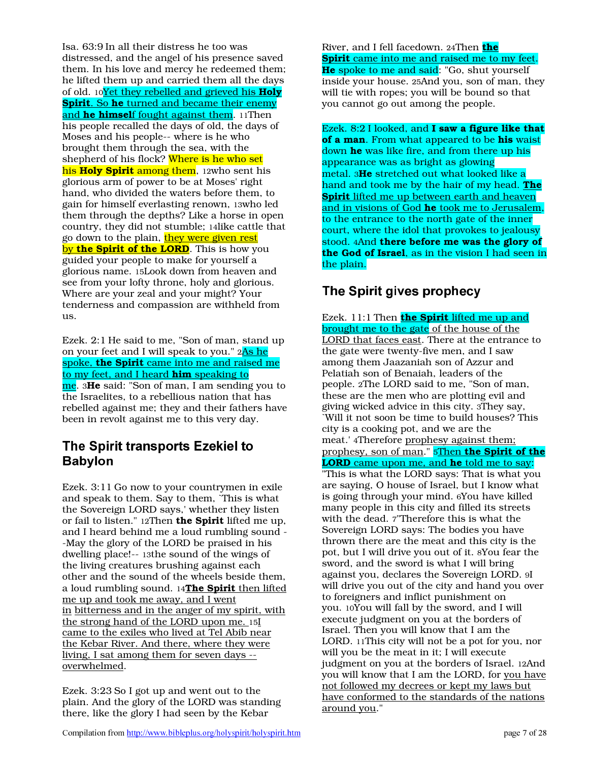Isa. 63:9 In all their distress he too was distressed, and the angel of his presence saved them. In his love and mercy he redeemed them; he lifted them up and carried them all the days of old. 10Yet they rebelled and grieved his **Holy Spirit**. So **he** turned and became their enemy and **he himsel**f fought against them. 11Then his people recalled the days of old, the days of Moses and his people-- where is he who brought them through the sea, with the shepherd of his flock? Where is he who set his **Holy Spirit** among them, 12who sent his glorious arm of power to be at Moses' right hand, who divided the waters before them, to gain for himself everlasting renown, 13who led them through the depths? Like a horse in open country, they did not stumble; 14like cattle that go down to the plain, they were given rest by **the Spirit of the LORD**. This is how you guided your people to make for yourself a glorious name. 15Look down from heaven and see from your lofty throne, holy and glorious. Where are your zeal and your might? Your tenderness and compassion are withheld from us.

Ezek. 2:1 He said to me, "Son of man, stand up on your feet and I will speak to you." 2As he spoke, **the Spirit** came into me and raised me to my feet, and I heard **him** speaking to me. 3**He** said: "Son of man, I am sending you to the Israelites, to a rebellious nation that has rebelled against me; they and their fathers have been in revolt against me to this very day.

## The Spirit transports Ezekiel to Babylon

Ezek. 3:11 Go now to your countrymen in exile and speak to them. Say to them, `This is what the Sovereign LORD says,' whether they listen or fail to listen." 12Then **the Spirit** lifted me up, and I heard behind me a loud rumbling sound --May the glory of the LORD be praised in his dwelling place!-- 13the sound of the wings of the living creatures brushing against each other and the sound of the wheels beside them, a loud rumbling sound. 14**The Spirit** then lifted me up and took me away, and I went in bitterness and in the anger of my spirit, with the strong hand of the LORD upon me. 15I came to the exiles who lived at Tel Abib near the Kebar River. And there, where they were living, I sat among them for seven days -- overwhelmed.

Ezek. 3:23 So I got up and went out to the plain. And the glory of the LORD was standing there, like the glory I had seen by the Kebar River, and I fell facedown. 24Then **the Spirit** came into me and raised me to my feet. **He** spoke to me and said: "Go, shut yourself inside your house. 25And you, son of man, they will tie with ropes; you will be bound so that you cannot go out among the people.

Ezek. 8:2 I looked, and **I saw a figure like that of a man**. From what appeared to be **his** waist down **he** was like fire, and from there up his appearance was as bright as glowing metal. 3**He** stretched out what looked like a hand and took me by the hair of my head. **The Spirit** lifted me up between earth and heaven and in visions of God **he** took me to Jerusalem, to the entrance to the north gate of the inner court, where the idol that provokes to jealousy stood. 4And **there before me was the glory of the God of Israel**, as in the vision I had seen in the plain.

## The Spirit gives prophecy

Ezek. 11:1 Then **the Spirit** lifted me up and brought me to the gate of the house of the LORD that faces east. There at the entrance to the gate were twenty-five men, and I saw among them Jaazaniah son of Azzur and Pelatiah son of Benaiah, leaders of the people. 2The LORD said to me, "Son of man, these are the men who are plotting evil and giving wicked advice in this city. 3They say, `Will it not soon be time to build houses? This city is a cooking pot, and we are the meat.' 4Therefore prophesy against them; prophesy, son of man." 5Then **the Spirit of the LORD** came upon me, and **he** told me to say: "This is what the LORD says: That is what you are saying, O house of Israel, but I know what is going through your mind. 6You have killed many people in this city and filled its streets with the dead. 7"Therefore this is what the Sovereign LORD says: The bodies you have thrown there are the meat and this city is the pot, but I will drive you out of it. 8You fear the sword, and the sword is what I will bring against you, declares the Sovereign LORD. 9I will drive you out of the city and hand you over to foreigners and inflict punishment on you. 10You will fall by the sword, and I will execute judgment on you at the borders of Israel. Then you will know that I am the LORD. 11This city will not be a pot for you, nor will you be the meat in it; I will execute judgment on you at the borders of Israel. 12And you will know that I am the LORD, for you have not followed my decrees or kept my laws but have conformed to the standards of the nations around you."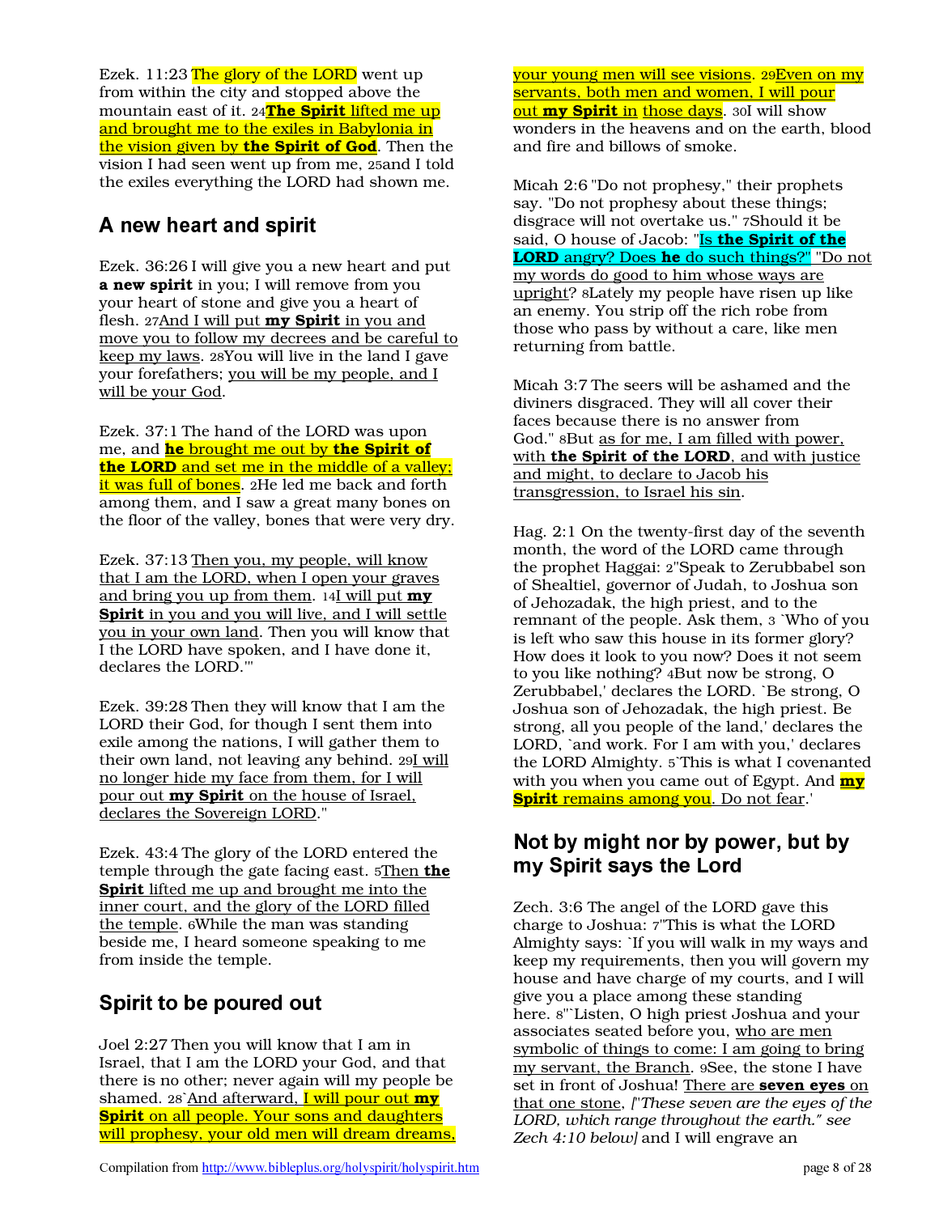Ezek. 11:23 The glory of the LORD went up from within the city and stopped above the mountain east of it. 24**The Spirit** lifted me up and brought me to the exiles in Babylonia in the vision given by **the Spirit of God**. Then the vision I had seen went up from me, 25and I told the exiles everything the LORD had shown me.

## A new heart and spirit

Ezek. 36:26 I will give you a new heart and put **a new spirit** in you; I will remove from you your heart of stone and give you a heart of flesh. 27And I will put **my Spirit** in you and move you to follow my decrees and be careful to keep my laws. 28You will live in the land I gave your forefathers; you will be my people, and I will be your God.

Ezek. 37:1 The hand of the LORD was upon me, and **he** brought me out by **the Spirit of the LORD** and set me in the middle of a valley; it was full of bones. 2He led me back and forth among them, and I saw a great many bones on the floor of the valley, bones that were very dry.

Ezek. 37:13 Then you, my people, will know that I am the LORD, when I open your graves and bring you up from them. 14I will put **my Spirit** in you and you will live, and I will settle you in your own land. Then you will know that I the LORD have spoken, and I have done it, declares the LORD.'"

Ezek. 39:28 Then they will know that I am the LORD their God, for though I sent them into exile among the nations, I will gather them to their own land, not leaving any behind. 29I will no longer hide my face from them, for I will pour out **my Spirit** on the house of Israel, declares the Sovereign LORD."

Ezek. 43:4 The glory of the LORD entered the temple through the gate facing east. 5Then **the Spirit** lifted me up and brought me into the inner court, and the glory of the LORD filled the temple. 6While the man was standing beside me, I heard someone speaking to me from inside the temple.

## Spirit to be poured out

Joel 2:27 Then you will know that I am in Israel, that I am the LORD your God, and that there is no other; never again will my people be shamed. 28`And afterward, I will pour out **my Spirit** on all people. Your sons and daughters will prophesy, your old men will dream dreams, your young men will see visions. 29Even on my servants, both men and women, I will pour out **my Spirit** in those days. 30I will show wonders in the heavens and on the earth, blood and fire and billows of smoke.

Micah 2:6 "Do not prophesy," their prophets say. "Do not prophesy about these things; disgrace will not overtake us." 7Should it be said, O house of Jacob: "Is **the Spirit of the LORD** angry? Does **he** do such things?" "Do not my words do good to him whose ways are upright? 8Lately my people have risen up like an enemy. You strip off the rich robe from those who pass by without a care, like men returning from battle.

Micah 3:7 The seers will be ashamed and the diviners disgraced. They will all cover their faces because there is no answer from God." 8But as for me, I am filled with power, with **the Spirit of the LORD**, and with justice and might, to declare to Jacob his transgression, to Israel his sin.

Hag. 2:1 On the twenty-first day of the seventh month, the word of the LORD came through the prophet Haggai: 2"Speak to Zerubbabel son of Shealtiel, governor of Judah, to Joshua son of Jehozadak, the high priest, and to the remnant of the people. Ask them, 3 `Who of you is left who saw this house in its former glory? How does it look to you now? Does it not seem to you like nothing? 4But now be strong, O Zerubbabel,' declares the LORD. `Be strong, O Joshua son of Jehozadak, the high priest. Be strong, all you people of the land,' declares the LORD, `and work. For I am with you,' declares the LORD Almighty. 5`This is what I covenanted with you when you came out of Egypt. And **my Spirit** remains among you. Do not fear.'

## Not by might nor by power, but by my Spirit says the Lord

Zech. 3:6 The angel of the LORD gave this charge to Joshua: 7"This is what the LORD Almighty says: `If you will walk in my ways and keep my requirements, then you will govern my house and have charge of my courts, and I will give you a place among these standing here. 8"`Listen, O high priest Joshua and your associates seated before you, who are men symbolic of things to come: I am going to bring my servant, the Branch. 9See, the stone I have set in front of Joshua! There are **seven eyes** on that one stone, *["These seven are the eyes of the LORD, which range throughout the earth." see Zech 4:10 below]* and I will engrave an

Compilation from http://www.bibleplus.org/holyspirit/holyspirit.htm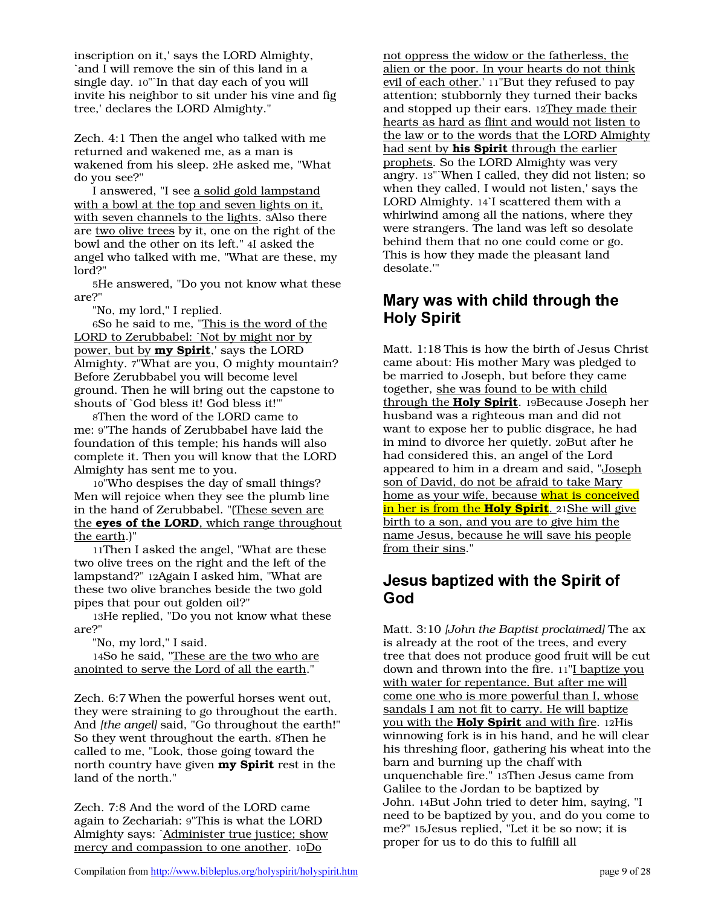inscription on it,' says the LORD Almighty, `and I will remove the sin of this land in a single day. 10"`In that day each of you will invite his neighbor to sit under his vine and fig tree,' declares the LORD Almighty."

Zech. 4:1 Then the angel who talked with me returned and wakened me, as a man is wakened from his sleep. 2He asked me, "What do you see?"

I answered, "I see a solid gold lampstand with a bowl at the top and seven lights on it, with seven channels to the lights. 3Also there are two olive trees by it, one on the right of the bowl and the other on its left." 4I asked the angel who talked with me, "What are these, my lord?"

5He answered, "Do you not know what these are?"

"No, my lord," I replied.

6So he said to me, "This is the word of the LORD to Zerubbabel: `Not by might nor by power, but by **my Spirit**,' says the LORD Almighty. 7"What are you, O mighty mountain? Before Zerubbabel you will become level ground. Then he will bring out the capstone to shouts of `God bless it! God bless it!'"

8Then the word of the LORD came to me: 9"The hands of Zerubbabel have laid the foundation of this temple; his hands will also complete it. Then you will know that the LORD Almighty has sent me to you.

10"Who despises the day of small things? Men will rejoice when they see the plumb line in the hand of Zerubbabel. "(These seven are the **eyes of the LORD**, which range throughout the earth.)"

11Then I asked the angel, "What are these two olive trees on the right and the left of the lampstand?" 12Again I asked him, "What are these two olive branches beside the two gold pipes that pour out golden oil?"

13He replied, "Do you not know what these are?"

"No, my lord," I said.

14So he said, "These are the two who are anointed to serve the Lord of all the earth."

Zech. 6:7 When the powerful horses went out, they were straining to go throughout the earth. And *[the angel]* said, "Go throughout the earth!" So they went throughout the earth. 8Then he called to me, "Look, those going toward the north country have given **my Spirit** rest in the land of the north."

Zech. 7:8 And the word of the LORD came again to Zechariah: 9"This is what the LORD Almighty says: `Administer true justice; show mercy and compassion to one another. 10Do not oppress the widow or the fatherless, the alien or the poor. In your hearts do not think evil of each other.' 11"But they refused to pay attention; stubbornly they turned their backs and stopped up their ears. 12They made their hearts as hard as flint and would not listen to the law or to the words that the LORD Almighty had sent by **his Spirit** through the earlier prophets. So the LORD Almighty was very angry. 13"`When I called, they did not listen; so when they called, I would not listen,' says the LORD Almighty. 14`I scattered them with a whirlwind among all the nations, where they were strangers. The land was left so desolate behind them that no one could come or go. This is how they made the pleasant land desolate.'"

## Mary was with child through the Holy Spirit

Matt. 1:18 This is how the birth of Jesus Christ came about: His mother Mary was pledged to be married to Joseph, but before they came together, she was found to be with child through the **Holy Spirit**. 19Because Joseph her husband was a righteous man and did not want to expose her to public disgrace, he had in mind to divorce her quietly. 20But after he had considered this, an angel of the Lord appeared to him in a dream and said, "Joseph son of David, do not be afraid to take Mary home as your wife, because what is conceived in her is from the **Holy Spirit**. 21She will give birth to a son, and you are to give him the name Jesus, because he will save his people from their sins."

## Jesus baptized with the Spirit of God

Matt. 3:10 *[John the Baptist proclaimed]* The ax is already at the root of the trees, and every tree that does not produce good fruit will be cut down and thrown into the fire. 11"I baptize you with water for repentance. But after me will come one who is more powerful than I, whose sandals I am not fit to carry. He will baptize you with the **Holy Spirit** and with fire. 12His winnowing fork is in his hand, and he will clear his threshing floor, gathering his wheat into the barn and burning up the chaff with unquenchable fire." 13Then Jesus came from Galilee to the Jordan to be baptized by John. 14But John tried to deter him, saying, "I need to be baptized by you, and do you come to me?" 15Jesus replied, "Let it be so now; it is proper for us to do this to fulfill all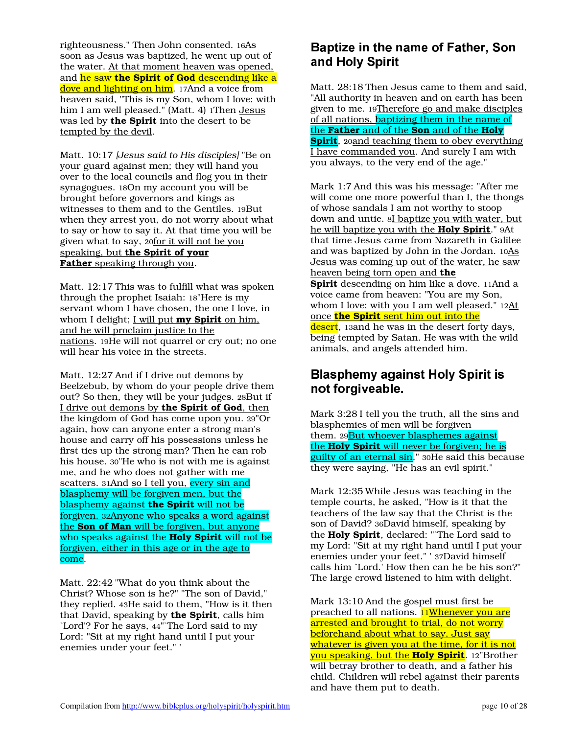righteousness." Then John consented. 16As soon as Jesus was baptized, he went up out of the water. At that moment heaven was opened, and he saw **the Spirit of God** descending like a dove and lighting on him. 17And a voice from heaven said, "This is my Son, whom I love; with him I am well pleased." (Matt. 4) 1Then Jesus was led by **the Spirit** into the desert to be tempted by the devil.

Matt. 10:17 *[Jesus said to His disciples]* "Be on your guard against men; they will hand you over to the local councils and flog you in their synagogues. 18On my account you will be brought before governors and kings as witnesses to them and to the Gentiles. 19But when they arrest you, do not worry about what to say or how to say it. At that time you will be given what to say, 20for it will not be you speaking, but **the Spirit of your Father** speaking through you.

Matt. 12:17 This was to fulfill what was spoken through the prophet Isaiah: 18"Here is my servant whom I have chosen, the one I love, in whom I delight; I will put **my Spirit** on him, and he will proclaim justice to the nations. 19He will not quarrel or cry out; no one will hear his voice in the streets.

Matt. 12:27 And if I drive out demons by Beelzebub, by whom do your people drive them out? So then, they will be your judges. 28But if I drive out demons by **the Spirit of God**, then the kingdom of God has come upon you. 29"Or again, how can anyone enter a strong man's house and carry off his possessions unless he first ties up the strong man? Then he can rob his house. 30"He who is not with me is against me, and he who does not gather with me scatters. 31And so I tell you, every sin and blasphemy will be forgiven men, but the blasphemy against **the Spirit** will not be forgiven. 32Anyone who speaks a word against the **Son of Man** will be forgiven, but anyone who speaks against the **Holy Spirit** will not be forgiven, either in this age or in the age to come.

Matt. 22:42 "What do you think about the Christ? Whose son is he?" "The son of David," they replied. 43He said to them, "How is it then that David, speaking by **the Spirit**, calls him `Lord'? For he says, 44"`The Lord said to my Lord: "Sit at my right hand until I put your enemies under your feet." '

## Baptize in the name of Father, Son and Holy Spirit

Matt. 28:18 Then Jesus came to them and said, "All authority in heaven and on earth has been given to me. 19Therefore go and make disciples of all nations, baptizing them in the name of the **Father** and of the **Son** and of the **Holy Spirit**, 20and teaching them to obey everything I have commanded you. And surely I am with you always, to the very end of the age."

Mark 1:7 And this was his message: "After me will come one more powerful than I, the thongs of whose sandals I am not worthy to stoop down and untie. 8I baptize you with water, but he will baptize you with the **Holy Spirit**." 9At that time Jesus came from Nazareth in Galilee and was baptized by John in the Jordan. 10As Jesus was coming up out of the water, he saw heaven being torn open and **the Spirit** descending on him like a dove. 11And a voice came from heaven: "You are my Son, whom I love; with you I am well pleased." 12At once **the Spirit** sent him out into the desert, 13and he was in the desert forty days, being tempted by Satan. He was with the wild animals, and angels attended him.

## Blasphemy against Holy Spirit is not forgiveable.

Mark 3:28 I tell you the truth, all the sins and blasphemies of men will be forgiven them. 29But whoever blasphemes against the **Holy Spirit** will never be forgiven; he is guilty of an eternal sin." 30He said this because they were saying, "He has an evil spirit."

Mark 12:35 While Jesus was teaching in the temple courts, he asked, "How is it that the teachers of the law say that the Christ is the son of David? 36David himself, speaking by the **Holy Spirit**, declared: "`The Lord said to my Lord: "Sit at my right hand until I put your enemies under your feet." ' 37David himself calls him `Lord.' How then can he be his son?" The large crowd listened to him with delight.

Mark 13:10 And the gospel must first be preached to all nations. 11Whenever you are arrested and brought to trial, do not worry beforehand about what to say. Just say whatever is given you at the time, for it is not you speaking, but the **Holy Spirit**. 12"Brother will betray brother to death, and a father his child. Children will rebel against their parents and have them put to death.

Compilation from http://www.bibleplus.org/holyspirit/holyspirit.htm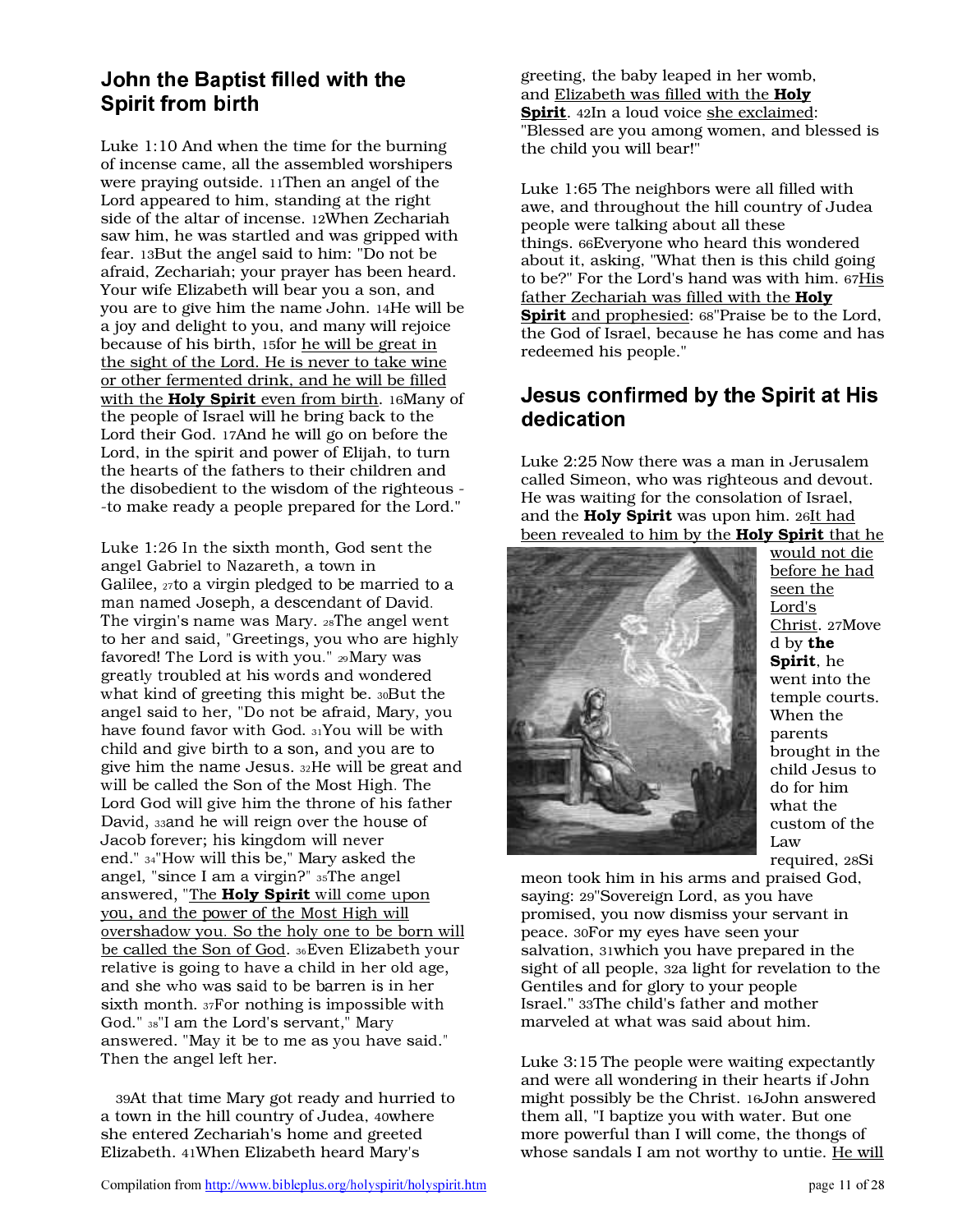## John the Baptist filled with the Spirit from birth

Luke 1:10 And when the time for the burning of incense came, all the assembled worshipers were praying outside. 11Then an angel of the Lord appeared to him, standing at the right side of the altar of incense. 12When Zechariah saw him, he was startled and was gripped with fear. 13But the angel said to him: "Do not be afraid, Zechariah; your prayer has been heard. Your wife Elizabeth will bear you a son, and you are to give him the name John. 14He will be a joy and delight to you, and many will rejoice because of his birth, 15for <u>he will be great in the sight of the Lord. He is never to take wine or other fermented drink, and he will be filled with the **Holy Spirit** even from birth</u>. 16Many of the people of Israel will he bring back to the Lord their God. 17And he will go on before the Lord, in the spirit and power of Elijah, to turn the hearts of the fathers to their children and the disobedient to the wisdom of the righteous --to make ready a people prepared for the Lord."

Luke 1:26 In the sixth month, God sent the angel Gabriel to Nazareth, a town in Galilee, 27to a virgin pledged to be married to a man named Joseph, a descendant of David. The virgin's name was Mary. 28The angel went to her and said, "Greetings, you who are highly favored! The Lord is with you." 29Mary was greatly troubled at his words and wondered what kind of greeting this might be. 30But the angel said to her, "Do not be afraid, Mary, you have found favor with God. 31You will be with child and give birth to a son, and you are to give him the name Jesus. 32He will be great and will be called the Son of the Most High. The Lord God will give him the throne of his father David, 33and he will reign over the house of Jacob forever; his kingdom will never end." 34"How will this be," Mary asked the angel, "since I am a virgin?" 35The angel answered, "<u>The **Holy Spirit** will come upon you, and the power of the Most High will overshadow you. So the holy one to be born will be called the Son of God</u>. 36Even Elizabeth your relative is going to have a child in her old age, and she who was said to be barren is in her sixth month. 37For nothing is impossible with God." 38"I am the Lord's servant," Mary answered. "May it be to me as you have said." Then the angel left her.

39At that time Mary got ready and hurried to a town in the hill country of Judea, 40where she entered Zechariah's home and greeted Elizabeth. 41When Elizabeth heard Mary's greeting, the baby leaped in her womb, and <u>Elizabeth was filled with the **Holy Spirit**</u>. 42In a loud voice <u>she exclaimed</u>: "Blessed are you among women, and blessed is the child you will bear!"

Luke 1:65 The neighbors were all filled with awe, and throughout the hill country of Judea people were talking about all these things. 66Everyone who heard this wondered about it, asking, "What then is this child going to be?" For the Lord's hand was with him. 67<u>His father Zechariah was filled with the **Holy Spirit** and prophesied</u>: 68"Praise be to the Lord, the God of Israel, because he has come and has redeemed his people."

## Jesus confirmed by the Spirit at His dedication

Luke 2:25 Now there was a man in Jerusalem called Simeon, who was righteous and devout. He was waiting for the consolation of Israel, and the **Holy Spirit** was upon him. 26<u>It had been revealed to him by the **Holy Spirit** that he would not die before he had seen the Lord's Christ</u>. 27Moved by **the Spirit**, he went into the temple courts. When the parents brought in the child Jesus to do for him what the custom of the Law required, 28Simeon took him in his arms and praised God, saying: 29"Sovereign Lord, as you have promised, you now dismiss your servant in peace. 30For my eyes have seen your salvation, 31which you have prepared in the sight of all people, 32a light for revelation to the Gentiles and for glory to your people Israel." 33The child's father and mother marveled at what was said about him.

Luke 3:15 The people were waiting expectantly and were all wondering in their hearts if John might possibly be the Christ. 16John answered them all, "I baptize you with water. But one more powerful than I will come, the thongs of whose sandals I am not worthy to untie. <u>He will</u>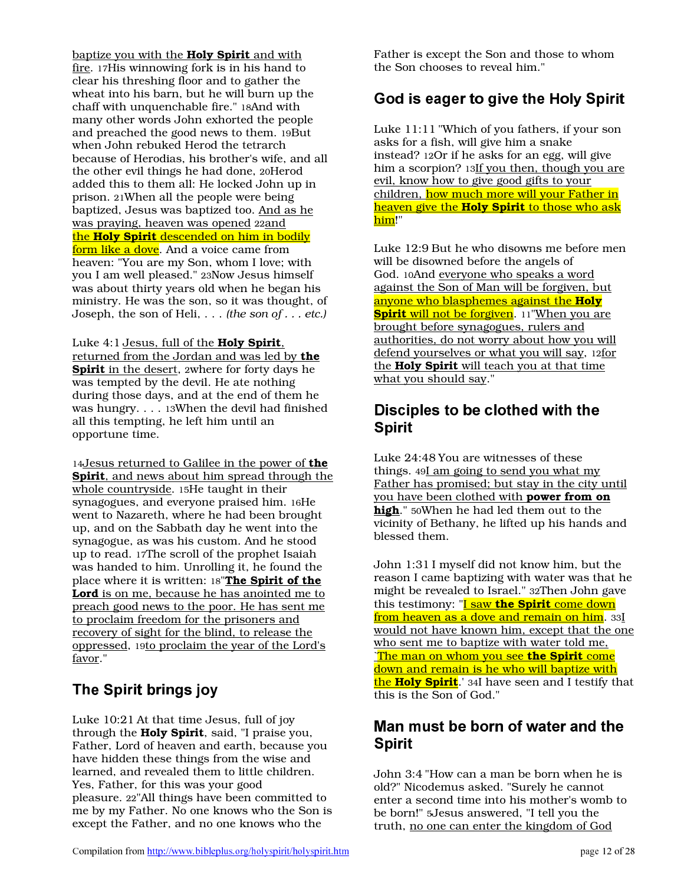baptize you with the **Holy Spirit** and with fire. 17His winnowing fork is in his hand to clear his threshing floor and to gather the wheat into his barn, but he will burn up the chaff with unquenchable fire." 18And with many other words John exhorted the people and preached the good news to them. 19But when John rebuked Herod the tetrarch because of Herodias, his brother's wife, and all the other evil things he had done, 20Herod added this to them all: He locked John up in prison. 21When all the people were being baptized, Jesus was baptized too. And as he was praying, heaven was opened 22and the **Holy Spirit** descended on him in bodily form like a dove. And a voice came from heaven: "You are my Son, whom I love; with you I am well pleased." 23Now Jesus himself was about thirty years old when he began his ministry. He was the son, so it was thought, of Joseph, the son of Heli, . . . *(the son of . . . etc.)*

Luke 4:1 Jesus, full of the **Holy Spirit**, returned from the Jordan and was led by **the Spirit** in the desert, 2where for forty days he was tempted by the devil. He ate nothing during those days, and at the end of them he was hungry. . . . 13When the devil had finished all this tempting, he left him until an opportune time.

14Jesus returned to Galilee in the power of **the Spirit**, and news about him spread through the whole countryside. 15He taught in their synagogues, and everyone praised him. 16He went to Nazareth, where he had been brought up, and on the Sabbath day he went into the synagogue, as was his custom. And he stood up to read. 17The scroll of the prophet Isaiah was handed to him. Unrolling it, he found the place where it is written: 18"**The Spirit of the Lord** is on me, because he has anointed me to preach good news to the poor. He has sent me to proclaim freedom for the prisoners and recovery of sight for the blind, to release the oppressed, 19to proclaim the year of the Lord's favor."

## The Spirit brings joy

Luke 10:21 At that time Jesus, full of joy through the **Holy Spirit**, said, "I praise you, Father, Lord of heaven and earth, because you have hidden these things from the wise and learned, and revealed them to little children. Yes, Father, for this was your good pleasure. 22"All things have been committed to me by my Father. No one knows who the Son is except the Father, and no one knows who the Father is except the Son and those to whom the Son chooses to reveal him."

## God is eager to give the Holy Spirit

Luke 11:11 "Which of you fathers, if your son asks for a fish, will give him a snake instead? 12Or if he asks for an egg, will give him a scorpion? 13If you then, though you are evil, know how to give good gifts to your children, how much more will your Father in heaven give the **Holy Spirit** to those who ask him!"

Luke 12:9 But he who disowns me before men will be disowned before the angels of God. 10And everyone who speaks a word against the Son of Man will be forgiven, but anyone who blasphemes against the **Holy Spirit** will not be forgiven. 11"When you are brought before synagogues, rulers and authorities, do not worry about how you will defend yourselves or what you will say, 12for the **Holy Spirit** will teach you at that time what you should say."

## Disciples to be clothed with the Spirit

Luke 24:48 You are witnesses of these things. 49I am going to send you what my Father has promised; but stay in the city until you have been clothed with **power from on high**." 50When he had led them out to the vicinity of Bethany, he lifted up his hands and blessed them.

John 1:31 I myself did not know him, but the reason I came baptizing with water was that he might be revealed to Israel." 32Then John gave this testimony: "I saw **the Spirit** come down from heaven as a dove and remain on him. 33I would not have known him, except that the one who sent me to baptize with water told me, `The man on whom you see **the Spirit** come down and remain is he who will baptize with the **Holy Spirit**.' 34I have seen and I testify that this is the Son of God."

## Man must be born of water and the Spirit

John 3:4 "How can a man be born when he is old?" Nicodemus asked. "Surely he cannot enter a second time into his mother's womb to be born!" 5Jesus answered, "I tell you the truth, no one can enter the kingdom of God

Compilation from http://www.bibleplus.org/holyspirit/holyspirit.htm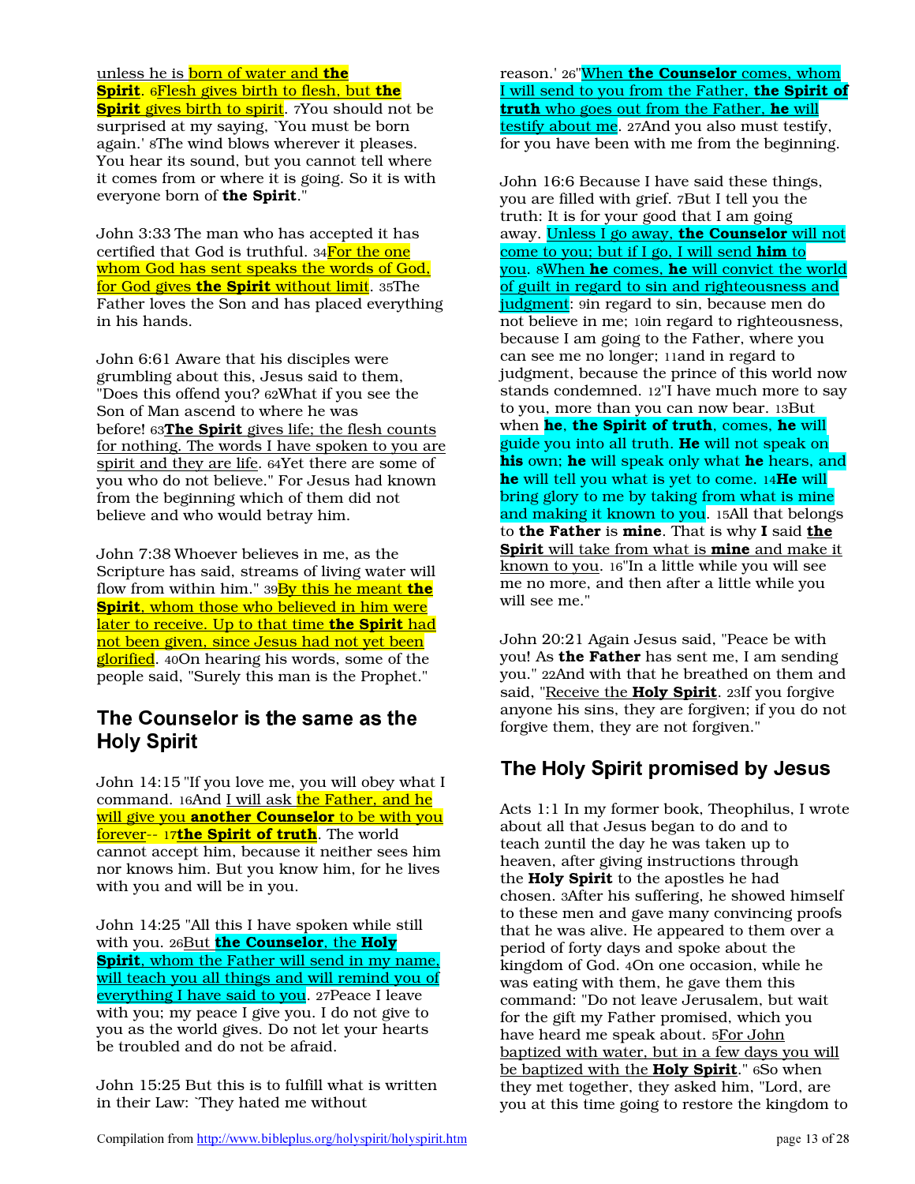unless he is born of water and **the Spirit**. 6Flesh gives birth to flesh, but **the Spirit** gives birth to spirit. 7You should not be surprised at my saying, `You must be born again.' 8The wind blows wherever it pleases. You hear its sound, but you cannot tell where it comes from or where it is going. So it is with everyone born of **the Spirit**."

John 3:33 The man who has accepted it has certified that God is truthful. 34For the one whom God has sent speaks the words of God, for God gives **the Spirit** without limit. 35The Father loves the Son and has placed everything in his hands.

John 6:61 Aware that his disciples were grumbling about this, Jesus said to them, "Does this offend you? 62What if you see the Son of Man ascend to where he was before! 63**The Spirit** gives life; the flesh counts for nothing. The words I have spoken to you are spirit and they are life. 64Yet there are some of you who do not believe." For Jesus had known from the beginning which of them did not believe and who would betray him.

John 7:38 Whoever believes in me, as the Scripture has said, streams of living water will flow from within him." 39By this he meant **the Spirit**, whom those who believed in him were later to receive. Up to that time **the Spirit** had not been given, since Jesus had not yet been glorified. 40On hearing his words, some of the people said, "Surely this man is the Prophet."

## The Counselor is the same as the Holy Spirit

John 14:15 "If you love me, you will obey what I command. 16And I will ask the Father, and he will give you **another Counselor** to be with you forever-- 17**the Spirit of truth**. The world cannot accept him, because it neither sees him nor knows him. But you know him, for he lives with you and will be in you.

John 14:25 "All this I have spoken while still with you. 26But **the Counselor**, the **Holy Spirit**, whom the Father will send in my name, will teach you all things and will remind you of everything I have said to you. 27Peace I leave with you; my peace I give you. I do not give to you as the world gives. Do not let your hearts be troubled and do not be afraid.

John 15:25 But this is to fulfill what is written in their Law: `They hated me without reason.' 26"When **the Counselor** comes, whom I will send to you from the Father, **the Spirit of truth** who goes out from the Father, **he** will testify about me. 27And you also must testify, for you have been with me from the beginning.

John 16:6 Because I have said these things, you are filled with grief. 7But I tell you the truth: It is for your good that I am going away. Unless I go away, **the Counselor** will not come to you; but if I go, I will send **him** to you. 8When **he** comes, **he** will convict the world of guilt in regard to sin and righteousness and judgment: 9in regard to sin, because men do not believe in me; 10in regard to righteousness, because I am going to the Father, where you can see me no longer; 11and in regard to judgment, because the prince of this world now stands condemned. 12"I have much more to say to you, more than you can now bear. 13But when **he**, **the Spirit of truth**, comes, **he** will guide you into all truth. **He** will not speak on **his** own; **he** will speak only what **he** hears, and **he** will tell you what is yet to come. 14**He** will bring glory to me by taking from what is mine and making it known to you. 15All that belongs to **the Father** is **mine**. That is why **I** said **the Spirit** will take from what is **mine** and make it known to you. 16"In a little while you will see me no more, and then after a little while you will see me."

John 20:21 Again Jesus said, "Peace be with you! As **the Father** has sent me, I am sending you." 22And with that he breathed on them and said, "Receive the **Holy Spirit**. 23If you forgive anyone his sins, they are forgiven; if you do not forgive them, they are not forgiven."

## The Holy Spirit promised by Jesus

Acts 1:1 In my former book, Theophilus, I wrote about all that Jesus began to do and to teach 2until the day he was taken up to heaven, after giving instructions through the **Holy Spirit** to the apostles he had chosen. 3After his suffering, he showed himself to these men and gave many convincing proofs that he was alive. He appeared to them over a period of forty days and spoke about the kingdom of God. 4On one occasion, while he was eating with them, he gave them this command: "Do not leave Jerusalem, but wait for the gift my Father promised, which you have heard me speak about. 5For John baptized with water, but in a few days you will be baptized with the **Holy Spirit**." 6So when they met together, they asked him, "Lord, are you at this time going to restore the kingdom to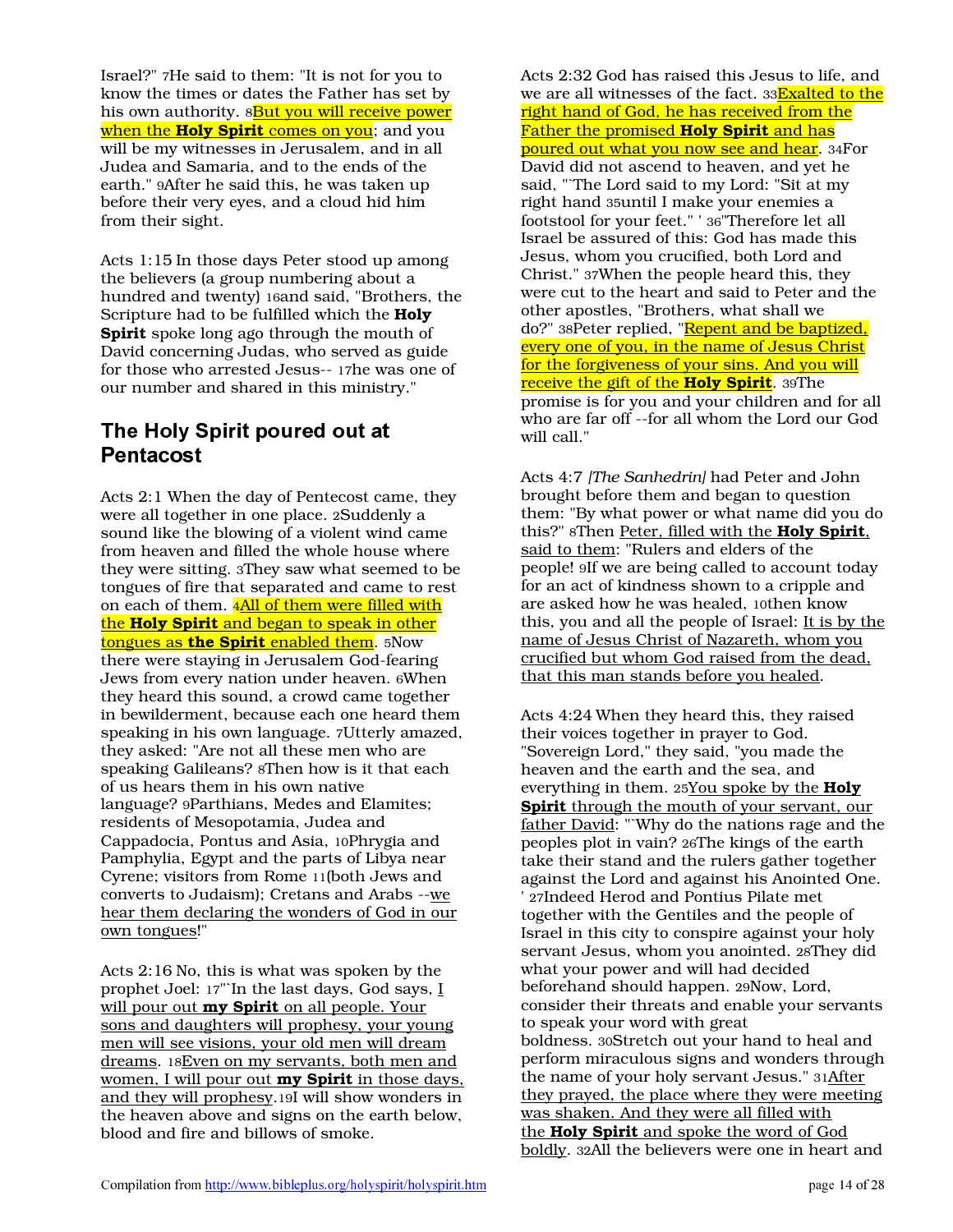Israel?" 7He said to them: "It is not for you to know the times or dates the Father has set by his own authority. 8But you will receive power when the **Holy Spirit** comes on you; and you will be my witnesses in Jerusalem, and in all Judea and Samaria, and to the ends of the earth." 9After he said this, he was taken up before their very eyes, and a cloud hid him from their sight.

Acts 1:15 In those days Peter stood up among the believers (a group numbering about a hundred and twenty) 16and said, "Brothers, the Scripture had to be fulfilled which the **Holy Spirit** spoke long ago through the mouth of David concerning Judas, who served as guide for those who arrested Jesus-- 17he was one of our number and shared in this ministry."

## The Holy Spirit poured out at Pentacost

Acts 2:1 When the day of Pentecost came, they were all together in one place. 2Suddenly a sound like the blowing of a violent wind came from heaven and filled the whole house where they were sitting. 3They saw what seemed to be tongues of fire that separated and came to rest on each of them. 4All of them were filled with the **Holy Spirit** and began to speak in other tongues as **the Spirit** enabled them. 5Now there were staying in Jerusalem God-fearing Jews from every nation under heaven. 6When they heard this sound, a crowd came together in bewilderment, because each one heard them speaking in his own language. 7Utterly amazed, they asked: "Are not all these men who are speaking Galileans? 8Then how is it that each of us hears them in his own native language? 9Parthians, Medes and Elamites; residents of Mesopotamia, Judea and Cappadocia, Pontus and Asia, 10Phrygia and Pamphylia, Egypt and the parts of Libya near Cyrene; visitors from Rome 11(both Jews and converts to Judaism); Cretans and Arabs --we hear them declaring the wonders of God in our own tongues!"

Acts 2:16 No, this is what was spoken by the prophet Joel: 17"`In the last days, God says, I will pour out **my Spirit** on all people. Your sons and daughters will prophesy, your young men will see visions, your old men will dream dreams. 18Even on my servants, both men and women, I will pour out **my Spirit** in those days, and they will prophesy.19I will show wonders in the heaven above and signs on the earth below, blood and fire and billows of smoke.

Acts 2:32 God has raised this Jesus to life, and we are all witnesses of the fact. 33Exalted to the right hand of God, he has received from the Father the promised **Holy Spirit** and has poured out what you now see and hear. 34For David did not ascend to heaven, and yet he said, "`The Lord said to my Lord: "Sit at my right hand 35until I make your enemies a footstool for your feet." ' 36"Therefore let all Israel be assured of this: God has made this Jesus, whom you crucified, both Lord and Christ." 37When the people heard this, they were cut to the heart and said to Peter and the other apostles, "Brothers, what shall we do?" 38Peter replied, "Repent and be baptized, every one of you, in the name of Jesus Christ for the forgiveness of your sins. And you will receive the gift of the **Holy Spirit**. 39The promise is for you and your children and for all who are far off --for all whom the Lord our God will call."

Acts 4:7 *[The Sanhedrin]* had Peter and John brought before them and began to question them: "By what power or what name did you do this?" 8Then Peter, filled with the **Holy Spirit**, said to them: "Rulers and elders of the people! 9If we are being called to account today for an act of kindness shown to a cripple and are asked how he was healed, 10then know this, you and all the people of Israel: It is by the name of Jesus Christ of Nazareth, whom you crucified but whom God raised from the dead, that this man stands before you healed.

Acts 4:24 When they heard this, they raised their voices together in prayer to God. "Sovereign Lord," they said, "you made the heaven and the earth and the sea, and everything in them. 25You spoke by the **Holy Spirit** through the mouth of your servant, our father David: "`Why do the nations rage and the peoples plot in vain? 26The kings of the earth take their stand and the rulers gather together against the Lord and against his Anointed One. ' 27Indeed Herod and Pontius Pilate met together with the Gentiles and the people of Israel in this city to conspire against your holy servant Jesus, whom you anointed. 28They did what your power and will had decided beforehand should happen. 29Now, Lord, consider their threats and enable your servants to speak your word with great boldness. 30Stretch out your hand to heal and perform miraculous signs and wonders through the name of your holy servant Jesus." 31After they prayed, the place where they were meeting was shaken. And they were all filled with the **Holy Spirit** and spoke the word of God boldly. 32All the believers were one in heart and

Compilation from http://www.bibleplus.org/holyspirit/holyspirit.htm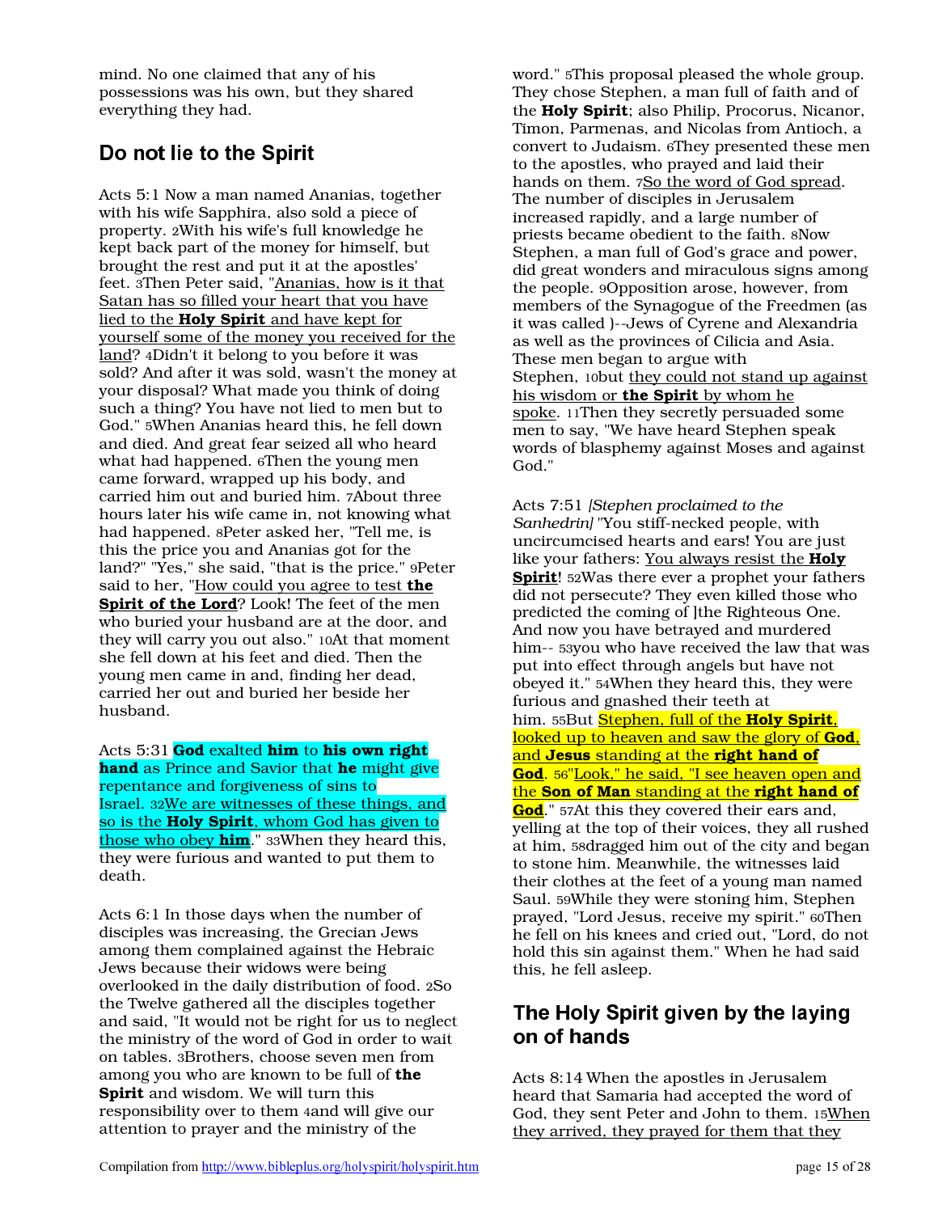mind. No one claimed that any of his possessions was his own, but they shared everything they had.

## Do not lie to the Spirit

Acts 5:1 Now a man named Ananias, together with his wife Sapphira, also sold a piece of property. 2With his wife's full knowledge he kept back part of the money for himself, but brought the rest and put it at the apostles' feet. 3Then Peter said, "Ananias, how is it that Satan has so filled your heart that you have lied to the **Holy Spirit** and have kept for yourself some of the money you received for the land? 4Didn't it belong to you before it was sold? And after it was sold, wasn't the money at your disposal? What made you think of doing such a thing? You have not lied to men but to God." 5When Ananias heard this, he fell down and died. And great fear seized all who heard what had happened. 6Then the young men came forward, wrapped up his body, and carried him out and buried him. 7About three hours later his wife came in, not knowing what had happened. 8Peter asked her, "Tell me, is this the price you and Ananias got for the land?" "Yes," she said, "that is the price." 9Peter said to her, "How could you agree to test **the Spirit of the Lord**? Look! The feet of the men who buried your husband are at the door, and they will carry you out also." 10At that moment she fell down at his feet and died. Then the young men came in and, finding her dead, carried her out and buried her beside her husband.

Acts 5:31 **God** exalted **him** to **his own right hand** as Prince and Savior that **he** might give repentance and forgiveness of sins to Israel. 32We are witnesses of these things, and so is the **Holy Spirit**, whom God has given to those who obey **him**." 33When they heard this, they were furious and wanted to put them to death.

Acts 6:1 In those days when the number of disciples was increasing, the Grecian Jews among them complained against the Hebraic Jews because their widows were being overlooked in the daily distribution of food. 2So the Twelve gathered all the disciples together and said, "It would not be right for us to neglect the ministry of the word of God in order to wait on tables. 3Brothers, choose seven men from among you who are known to be full of **the Spirit** and wisdom. We will turn this responsibility over to them 4and will give our attention to prayer and the ministry of the word." 5This proposal pleased the whole group. They chose Stephen, a man full of faith and of the **Holy Spirit**; also Philip, Procorus, Nicanor, Timon, Parmenas, and Nicolas from Antioch, a convert to Judaism. 6They presented these men to the apostles, who prayed and laid their hands on them. 7So the word of God spread. The number of disciples in Jerusalem increased rapidly, and a large number of priests became obedient to the faith. 8Now Stephen, a man full of God's grace and power, did great wonders and miraculous signs among the people. 9Opposition arose, however, from members of the Synagogue of the Freedmen (as it was called )--Jews of Cyrene and Alexandria as well as the provinces of Cilicia and Asia. These men began to argue with Stephen, 10but they could not stand up against his wisdom or **the Spirit** by whom he spoke. 11Then they secretly persuaded some men to say, "We have heard Stephen speak words of blasphemy against Moses and against God."

Acts 7:51 *[Stephen proclaimed to the Sanhedrin]* "You stiff-necked people, with uncircumcised hearts and ears! You are just like your fathers: You always resist the **Holy Spirit**! 52Was there ever a prophet your fathers did not persecute? They even killed those who predicted the coming of ]the Righteous One. And now you have betrayed and murdered him-- 53you who have received the law that was put into effect through angels but have not obeyed it." 54When they heard this, they were furious and gnashed their teeth at him. 55But Stephen, full of the **Holy Spirit**, looked up to heaven and saw the glory of **God**, and **Jesus** standing at the **right hand of God**. 56"Look," he said, "I see heaven open and the **Son of Man** standing at the **right hand of God**." 57At this they covered their ears and, yelling at the top of their voices, they all rushed at him, 58dragged him out of the city and began to stone him. Meanwhile, the witnesses laid their clothes at the feet of a young man named Saul. 59While they were stoning him, Stephen prayed, "Lord Jesus, receive my spirit." 60Then he fell on his knees and cried out, "Lord, do not hold this sin against them." When he had said this, he fell asleep.

## The Holy Spirit given by the laying on of hands

Acts 8:14 When the apostles in Jerusalem heard that Samaria had accepted the word of God, they sent Peter and John to them. 15When they arrived, they prayed for them that they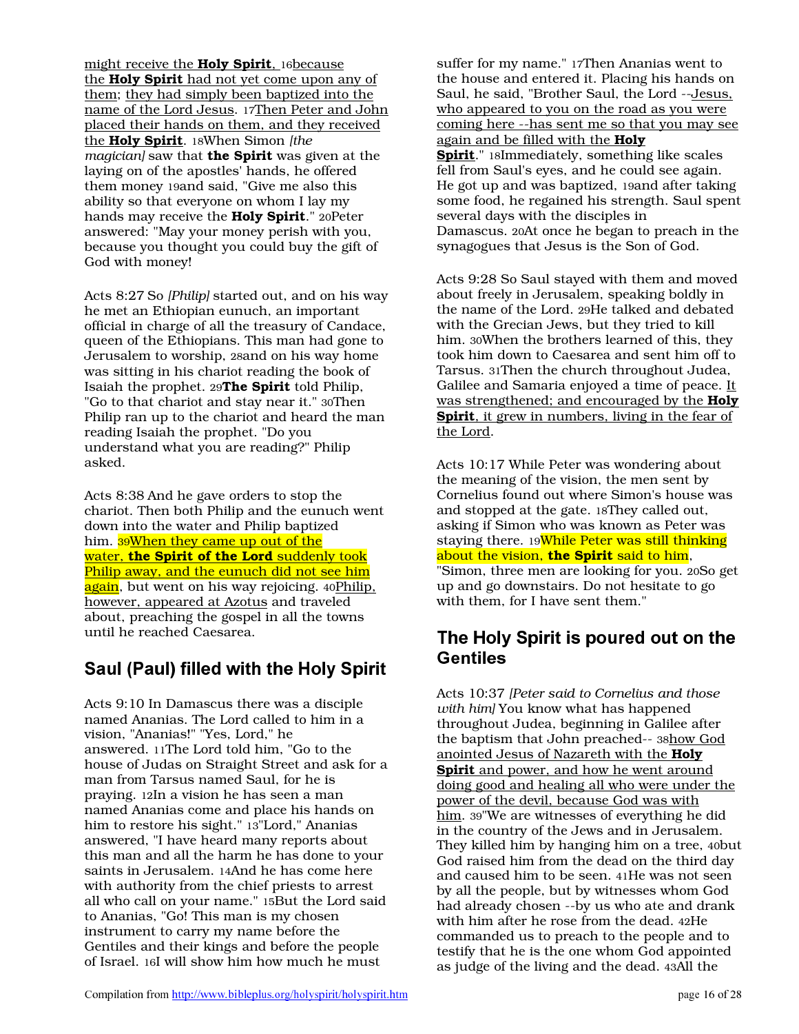might receive the **Holy Spirit**, 16because the **Holy Spirit** had not yet come upon any of them; they had simply been baptized into the name of the Lord Jesus. 17Then Peter and John placed their hands on them, and they received the **Holy Spirit**. 18When Simon *[the magician]* saw that **the Spirit** was given at the laying on of the apostles' hands, he offered them money 19and said, "Give me also this ability so that everyone on whom I lay my hands may receive the **Holy Spirit**." 20Peter answered: "May your money perish with you, because you thought you could buy the gift of God with money!

Acts 8:27 So *[Philip]* started out, and on his way he met an Ethiopian eunuch, an important official in charge of all the treasury of Candace, queen of the Ethiopians. This man had gone to Jerusalem to worship, 28and on his way home was sitting in his chariot reading the book of Isaiah the prophet. 29**The Spirit** told Philip, "Go to that chariot and stay near it." 30Then Philip ran up to the chariot and heard the man reading Isaiah the prophet. "Do you understand what you are reading?" Philip asked.

Acts 8:38 And he gave orders to stop the chariot. Then both Philip and the eunuch went down into the water and Philip baptized him. 39When they came up out of the water, **the Spirit of the Lord** suddenly took Philip away, and the eunuch did not see him again, but went on his way rejoicing. 40Philip, however, appeared at Azotus and traveled about, preaching the gospel in all the towns until he reached Caesarea.

## Saul (Paul) filled with the Holy Spirit

Acts 9:10 In Damascus there was a disciple named Ananias. The Lord called to him in a vision, "Ananias!" "Yes, Lord," he answered. 11The Lord told him, "Go to the house of Judas on Straight Street and ask for a man from Tarsus named Saul, for he is praying. 12In a vision he has seen a man named Ananias come and place his hands on him to restore his sight." 13"Lord," Ananias answered, "I have heard many reports about this man and all the harm he has done to your saints in Jerusalem. 14And he has come here with authority from the chief priests to arrest all who call on your name." 15But the Lord said to Ananias, "Go! This man is my chosen instrument to carry my name before the Gentiles and their kings and before the people of Israel. 16I will show him how much he must suffer for my name." 17Then Ananias went to the house and entered it. Placing his hands on Saul, he said, "Brother Saul, the Lord --Jesus, who appeared to you on the road as you were coming here --has sent me so that you may see again and be filled with the **Holy Spirit**." 18Immediately, something like scales fell from Saul's eyes, and he could see again. He got up and was baptized, 19and after taking some food, he regained his strength. Saul spent several days with the disciples in Damascus. 20At once he began to preach in the synagogues that Jesus is the Son of God.

Acts 9:28 So Saul stayed with them and moved about freely in Jerusalem, speaking boldly in the name of the Lord. 29He talked and debated with the Grecian Jews, but they tried to kill him. 30When the brothers learned of this, they took him down to Caesarea and sent him off to Tarsus. 31Then the church throughout Judea, Galilee and Samaria enjoyed a time of peace. It was strengthened; and encouraged by the **Holy Spirit**, it grew in numbers, living in the fear of the Lord.

Acts 10:17 While Peter was wondering about the meaning of the vision, the men sent by Cornelius found out where Simon's house was and stopped at the gate. 18They called out, asking if Simon who was known as Peter was staying there. 19While Peter was still thinking about the vision, **the Spirit** said to him, "Simon, three men are looking for you. 20So get up and go downstairs. Do not hesitate to go with them, for I have sent them."

## The Holy Spirit is poured out on the Gentiles

Acts 10:37 *[Peter said to Cornelius and those with him]* You know what has happened throughout Judea, beginning in Galilee after the baptism that John preached-- 38how God anointed Jesus of Nazareth with the **Holy Spirit** and power, and how he went around doing good and healing all who were under the power of the devil, because God was with him. 39"We are witnesses of everything he did in the country of the Jews and in Jerusalem. They killed him by hanging him on a tree, 40but God raised him from the dead on the third day and caused him to be seen. 41He was not seen by all the people, but by witnesses whom God had already chosen --by us who ate and drank with him after he rose from the dead. 42He commanded us to preach to the people and to testify that he is the one whom God appointed as judge of the living and the dead. 43All the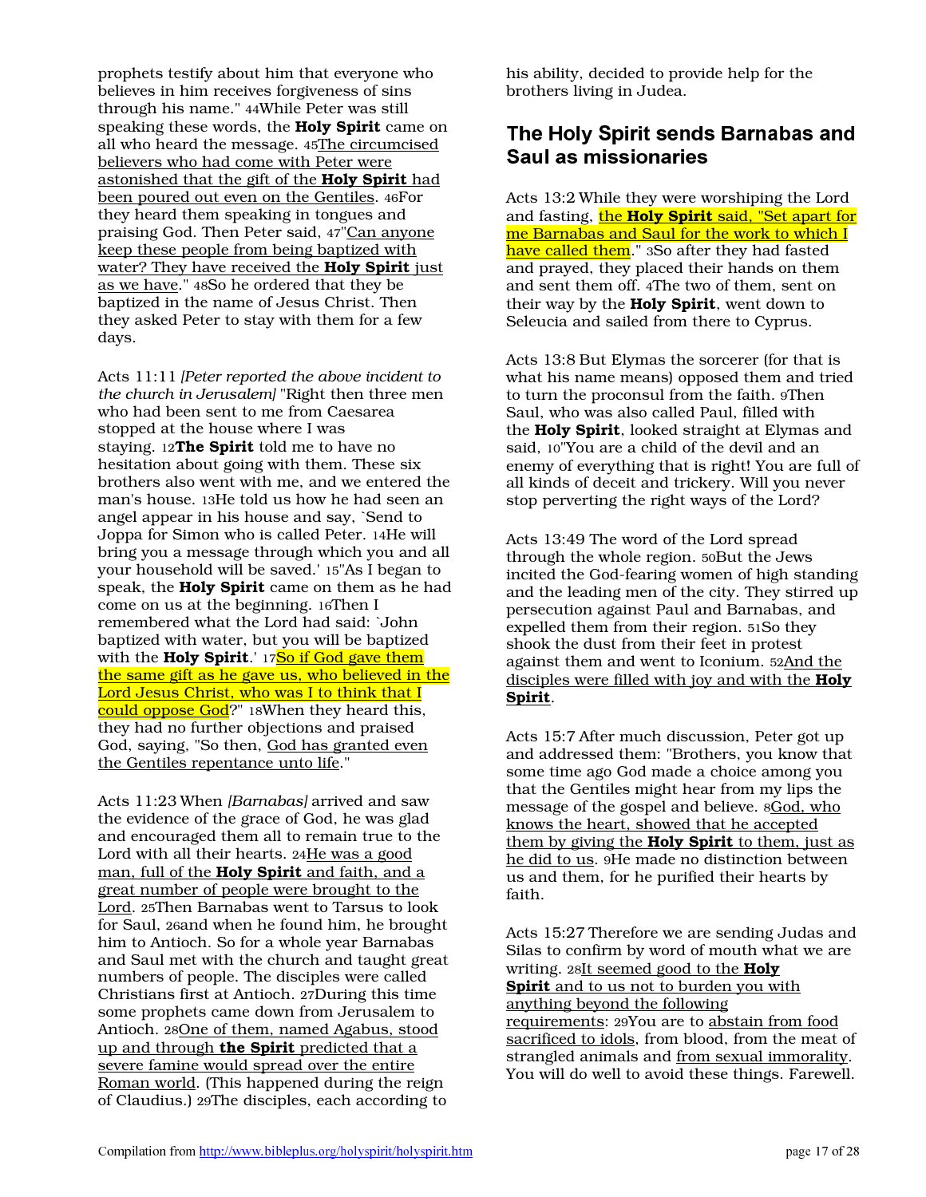prophets testify about him that everyone who believes in him receives forgiveness of sins through his name." 44While Peter was still speaking these words, the **Holy Spirit** came on all who heard the message. 45The circumcised believers who had come with Peter were astonished that the gift of the **Holy Spirit** had been poured out even on the Gentiles. 46For they heard them speaking in tongues and praising God. Then Peter said, 47"Can anyone keep these people from being baptized with water? They have received the **Holy Spirit** just as we have." 48So he ordered that they be baptized in the name of Jesus Christ. Then they asked Peter to stay with them for a few days.

Acts 11:11 *[Peter reported the above incident to the church in Jerusalem]* "Right then three men who had been sent to me from Caesarea stopped at the house where I was staying. 12**The Spirit** told me to have no hesitation about going with them. These six brothers also went with me, and we entered the man's house. 13He told us how he had seen an angel appear in his house and say, `Send to Joppa for Simon who is called Peter. 14He will bring you a message through which you and all your household will be saved.' 15"As I began to speak, the **Holy Spirit** came on them as he had come on us at the beginning. 16Then I remembered what the Lord had said: `John baptized with water, but you will be baptized with the **Holy Spirit**.' 17So if God gave them the same gift as he gave us, who believed in the Lord Jesus Christ, who was I to think that I could oppose God?" 18When they heard this, they had no further objections and praised God, saying, "So then, God has granted even the Gentiles repentance unto life."

Acts 11:23 When *[Barnabas]* arrived and saw the evidence of the grace of God, he was glad and encouraged them all to remain true to the Lord with all their hearts. 24He was a good man, full of the **Holy Spirit** and faith, and a great number of people were brought to the Lord. 25Then Barnabas went to Tarsus to look for Saul, 26and when he found him, he brought him to Antioch. So for a whole year Barnabas and Saul met with the church and taught great numbers of people. The disciples were called Christians first at Antioch. 27During this time some prophets came down from Jerusalem to Antioch. 28One of them, named Agabus, stood up and through **the Spirit** predicted that a severe famine would spread over the entire Roman world. (This happened during the reign of Claudius.) 29The disciples, each according to his ability, decided to provide help for the brothers living in Judea.

## The Holy Spirit sends Barnabas and Saul as missionaries

Acts 13:2 While they were worshiping the Lord and fasting, the **Holy Spirit** said, "Set apart for me Barnabas and Saul for the work to which I have called them." 3So after they had fasted and prayed, they placed their hands on them and sent them off. 4The two of them, sent on their way by the **Holy Spirit**, went down to Seleucia and sailed from there to Cyprus.

Acts 13:8 But Elymas the sorcerer (for that is what his name means) opposed them and tried to turn the proconsul from the faith. 9Then Saul, who was also called Paul, filled with the **Holy Spirit**, looked straight at Elymas and said, 10"You are a child of the devil and an enemy of everything that is right! You are full of all kinds of deceit and trickery. Will you never stop perverting the right ways of the Lord?

Acts 13:49 The word of the Lord spread through the whole region. 50But the Jews incited the God-fearing women of high standing and the leading men of the city. They stirred up persecution against Paul and Barnabas, and expelled them from their region. 51So they shook the dust from their feet in protest against them and went to Iconium. 52And the disciples were filled with joy and with the **Holy Spirit**.

Acts 15:7 After much discussion, Peter got up and addressed them: "Brothers, you know that some time ago God made a choice among you that the Gentiles might hear from my lips the message of the gospel and believe. 8God, who knows the heart, showed that he accepted them by giving the **Holy Spirit** to them, just as he did to us. 9He made no distinction between us and them, for he purified their hearts by faith.

Acts 15:27 Therefore we are sending Judas and Silas to confirm by word of mouth what we are writing. 28It seemed good to the **Holy Spirit** and to us not to burden you with anything beyond the following requirements: 29You are to abstain from food sacrificed to idols, from blood, from the meat of strangled animals and from sexual immorality. You will do well to avoid these things. Farewell.

Compilation from http://www.bibleplus.org/holyspirit/holyspirit.htm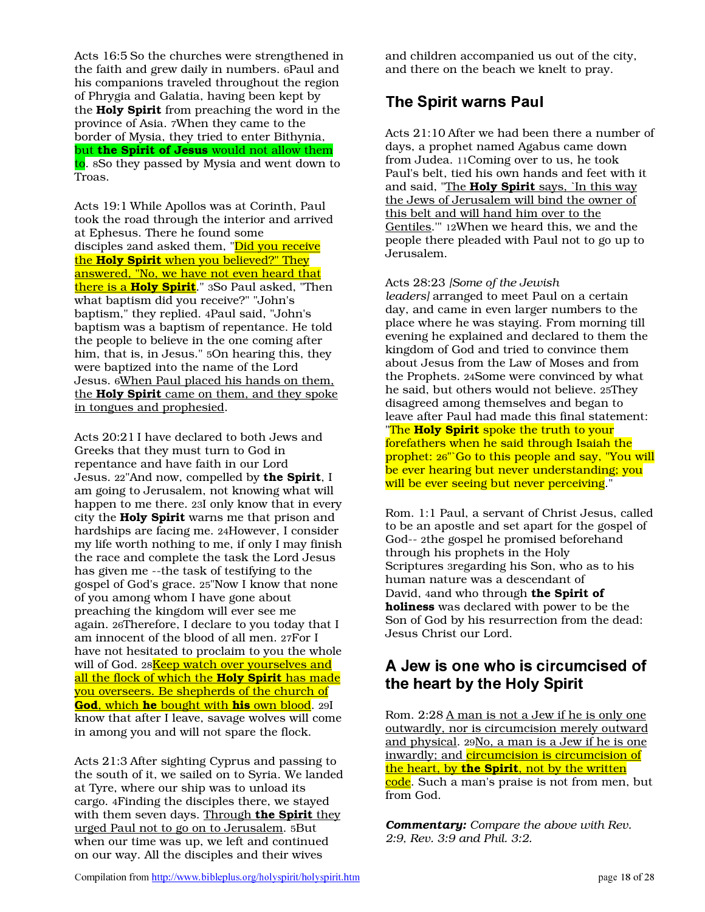Acts 16:5 So the churches were strengthened in the faith and grew daily in numbers. 6Paul and his companions traveled throughout the region of Phrygia and Galatia, having been kept by the **Holy Spirit** from preaching the word in the province of Asia. 7When they came to the border of Mysia, they tried to enter Bithynia, but **the Spirit of Jesus** would not allow them to. 8So they passed by Mysia and went down to Troas.

Acts 19:1 While Apollos was at Corinth, Paul took the road through the interior and arrived at Ephesus. There he found some disciples 2and asked them, "Did you receive the **Holy Spirit** when you believed?" They answered, "No, we have not even heard that there is a **Holy Spirit**." 3So Paul asked, "Then what baptism did you receive?" "John's baptism," they replied. 4Paul said, "John's baptism was a baptism of repentance. He told the people to believe in the one coming after him, that is, in Jesus." 5On hearing this, they were baptized into the name of the Lord Jesus. 6When Paul placed his hands on them, the **Holy Spirit** came on them, and they spoke in tongues and prophesied.

Acts 20:21 I have declared to both Jews and Greeks that they must turn to God in repentance and have faith in our Lord Jesus. 22"And now, compelled by **the Spirit**, I am going to Jerusalem, not knowing what will happen to me there. 23I only know that in every city the **Holy Spirit** warns me that prison and hardships are facing me. 24However, I consider my life worth nothing to me, if only I may finish the race and complete the task the Lord Jesus has given me --the task of testifying to the gospel of God's grace. 25"Now I know that none of you among whom I have gone about preaching the kingdom will ever see me again. 26Therefore, I declare to you today that I am innocent of the blood of all men. 27For I have not hesitated to proclaim to you the whole will of God. 28Keep watch over yourselves and all the flock of which the **Holy Spirit** has made you overseers. Be shepherds of the church of **God**, which **he** bought with **his** own blood. 29I know that after I leave, savage wolves will come in among you and will not spare the flock.

Acts 21:3 After sighting Cyprus and passing to the south of it, we sailed on to Syria. We landed at Tyre, where our ship was to unload its cargo. 4Finding the disciples there, we stayed with them seven days. Through **the Spirit** they urged Paul not to go on to Jerusalem. 5But when our time was up, we left and continued on our way. All the disciples and their wives and children accompanied us out of the city, and there on the beach we knelt to pray.

## The Spirit warns Paul

Acts 21:10 After we had been there a number of days, a prophet named Agabus came down from Judea. 11Coming over to us, he took Paul's belt, tied his own hands and feet with it and said, "The **Holy Spirit** says, `In this way the Jews of Jerusalem will bind the owner of this belt and will hand him over to the Gentiles.'" 12When we heard this, we and the people there pleaded with Paul not to go up to Jerusalem.

Acts 28:23 *[Some of the Jewish leaders]* arranged to meet Paul on a certain day, and came in even larger numbers to the place where he was staying. From morning till evening he explained and declared to them the kingdom of God and tried to convince them about Jesus from the Law of Moses and from the Prophets. 24Some were convinced by what he said, but others would not believe. 25They disagreed among themselves and began to leave after Paul had made this final statement: "The **Holy Spirit** spoke the truth to your forefathers when he said through Isaiah the prophet: 26"`Go to this people and say, "You will be ever hearing but never understanding; you will be ever seeing but never perceiving."

Rom. 1:1 Paul, a servant of Christ Jesus, called to be an apostle and set apart for the gospel of God-- 2the gospel he promised beforehand through his prophets in the Holy Scriptures 3regarding his Son, who as to his human nature was a descendant of David, 4and who through **the Spirit of holiness** was declared with power to be the Son of God by his resurrection from the dead: Jesus Christ our Lord.

## A Jew is one who is circumcised of the heart by the Holy Spirit

Rom. 2:28 A man is not a Jew if he is only one outwardly, nor is circumcision merely outward and physical. 29No, a man is a Jew if he is one inwardly; and circumcision is circumcision of the heart, by **the Spirit**, not by the written code. Such a man's praise is not from men, but from God.

***Commentary:*** *Compare the above with Rev. 2:9, Rev. 3:9 and Phil. 3:2.*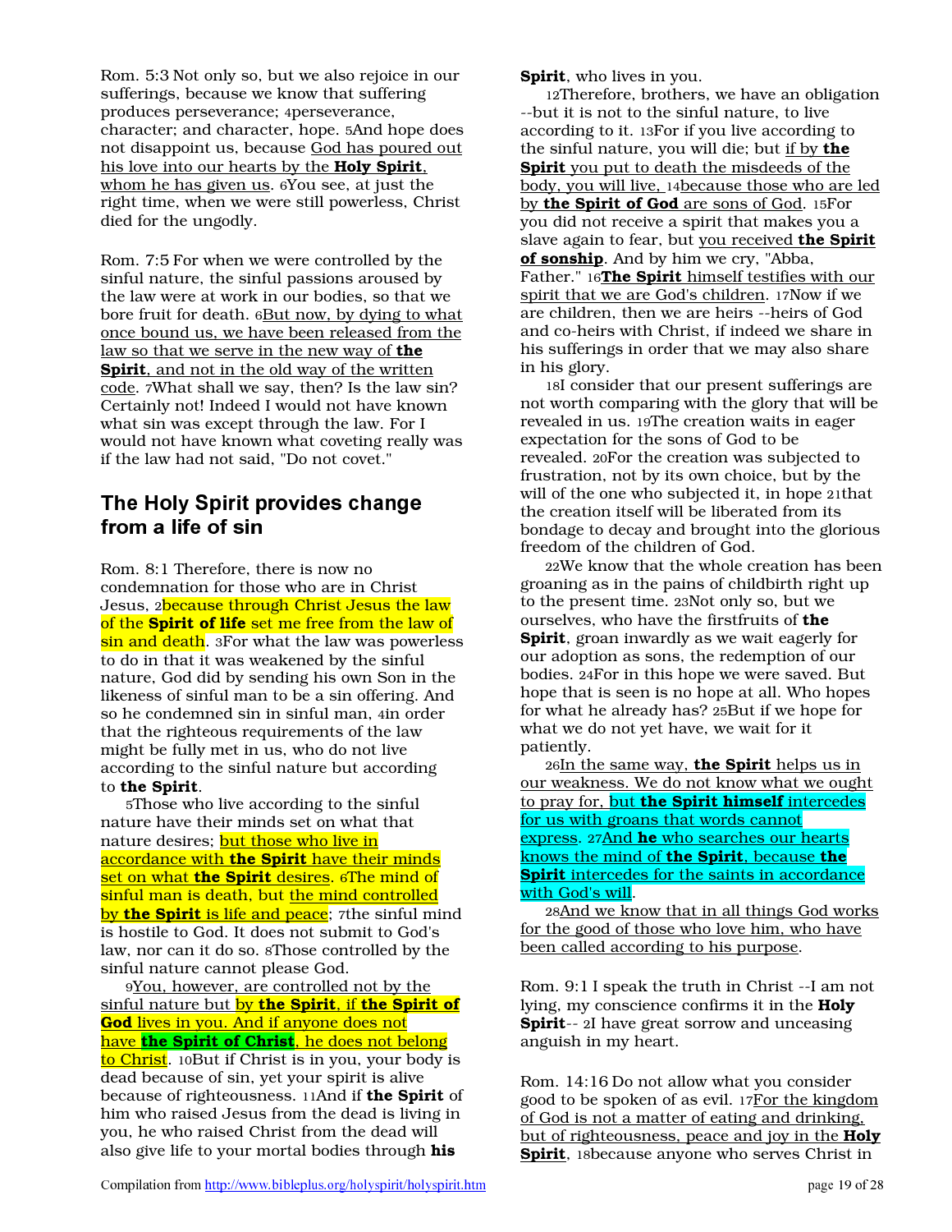Rom. 5:3 Not only so, but we also rejoice in our sufferings, because we know that suffering produces perseverance; 4perseverance, character; and character, hope. 5And hope does not disappoint us, because God has poured out his love into our hearts by the **Holy Spirit**, whom he has given us. 6You see, at just the right time, when we were still powerless, Christ died for the ungodly.

Rom. 7:5 For when we were controlled by the sinful nature, the sinful passions aroused by the law were at work in our bodies, so that we bore fruit for death. 6But now, by dying to what once bound us, we have been released from the law so that we serve in the new way of **the Spirit**, and not in the old way of the written code. 7What shall we say, then? Is the law sin? Certainly not! Indeed I would not have known what sin was except through the law. For I would not have known what coveting really was if the law had not said, "Do not covet."

## The Holy Spirit provides change from a life of sin

Rom. 8:1 Therefore, there is now no condemnation for those who are in Christ Jesus, 2because through Christ Jesus the law of the **Spirit of life** set me free from the law of sin and death. 3For what the law was powerless to do in that it was weakened by the sinful nature, God did by sending his own Son in the likeness of sinful man to be a sin offering. And so he condemned sin in sinful man, 4in order that the righteous requirements of the law might be fully met in us, who do not live according to the sinful nature but according to **the Spirit**.

5Those who live according to the sinful nature have their minds set on what that nature desires; but those who live in accordance with **the Spirit** have their minds set on what **the Spirit** desires. 6The mind of sinful man is death, but the mind controlled by **the Spirit** is life and peace; 7the sinful mind is hostile to God. It does not submit to God's law, nor can it do so. 8Those controlled by the sinful nature cannot please God.

9You, however, are controlled not by the sinful nature but by **the Spirit**, if **the Spirit of God** lives in you. And if anyone does not have **the Spirit of Christ**, he does not belong to Christ. 10But if Christ is in you, your body is dead because of sin, yet your spirit is alive because of righteousness. 11And if **the Spirit** of him who raised Jesus from the dead is living in you, he who raised Christ from the dead will also give life to your mortal bodies through **his Spirit**, who lives in you.

12Therefore, brothers, we have an obligation --but it is not to the sinful nature, to live according to it. 13For if you live according to the sinful nature, you will die; but if by **the Spirit** you put to death the misdeeds of the body, you will live, 14because those who are led by **the Spirit of God** are sons of God. 15For you did not receive a spirit that makes you a slave again to fear, but you received **the Spirit of sonship**. And by him we cry, "Abba, Father." 16**The Spirit** himself testifies with our spirit that we are God's children. 17Now if we are children, then we are heirs --heirs of God and co-heirs with Christ, if indeed we share in his sufferings in order that we may also share in his glory.

18I consider that our present sufferings are not worth comparing with the glory that will be revealed in us. 19The creation waits in eager expectation for the sons of God to be revealed. 20For the creation was subjected to frustration, not by its own choice, but by the will of the one who subjected it, in hope 21that the creation itself will be liberated from its bondage to decay and brought into the glorious freedom of the children of God.

22We know that the whole creation has been groaning as in the pains of childbirth right up to the present time. 23Not only so, but we ourselves, who have the firstfruits of **the Spirit**, groan inwardly as we wait eagerly for our adoption as sons, the redemption of our bodies. 24For in this hope we were saved. But hope that is seen is no hope at all. Who hopes for what he already has? 25But if we hope for what we do not yet have, we wait for it patiently.

26In the same way, **the Spirit** helps us in our weakness. We do not know what we ought to pray for, but **the Spirit himself** intercedes for us with groans that words cannot express. 27And **he** who searches our hearts knows the mind of **the Spirit**, because **the Spirit** intercedes for the saints in accordance with God's will.

28And we know that in all things God works for the good of those who love him, who have been called according to his purpose.

Rom. 9:1 I speak the truth in Christ --I am not lying, my conscience confirms it in the **Holy Spirit**-- 2I have great sorrow and unceasing anguish in my heart.

Rom. 14:16 Do not allow what you consider good to be spoken of as evil. 17For the kingdom of God is not a matter of eating and drinking, but of righteousness, peace and joy in the **Holy Spirit**, 18because anyone who serves Christ in

Compilation from http://www.bibleplus.org/holyspirit/holyspirit.htm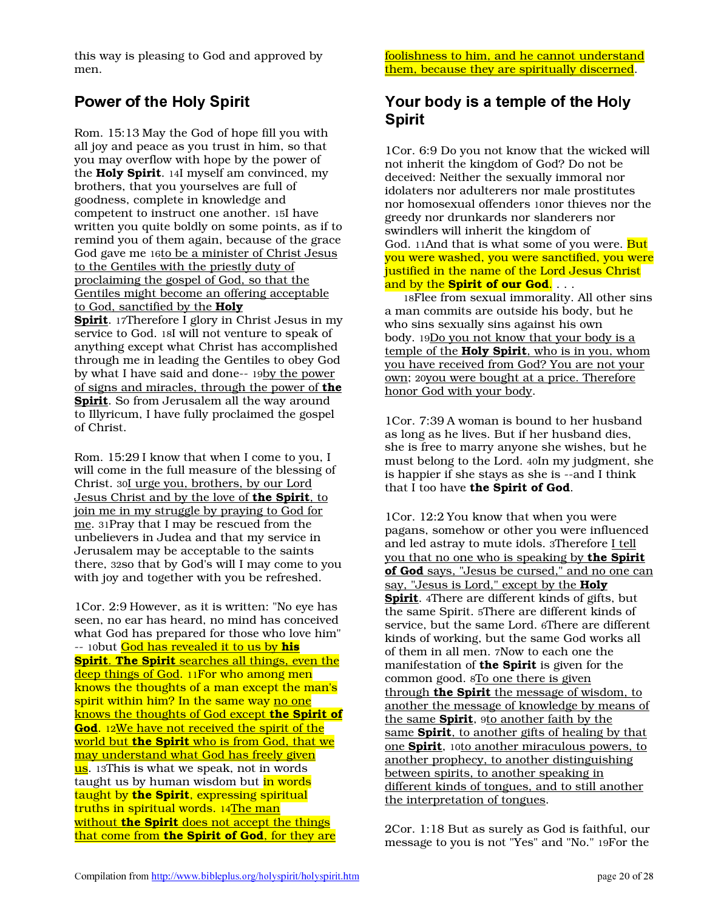this way is pleasing to God and approved by men.

## Power of the Holy Spirit

Rom. 15:13 May the God of hope fill you with all joy and peace as you trust in him, so that you may overflow with hope by the power of the **Holy Spirit**. 14I myself am convinced, my brothers, that you yourselves are full of goodness, complete in knowledge and competent to instruct one another. 15I have written you quite boldly on some points, as if to remind you of them again, because of the grace God gave me 16to be a minister of Christ Jesus to the Gentiles with the priestly duty of proclaiming the gospel of God, so that the Gentiles might become an offering acceptable to God, sanctified by the **Holy Spirit**. 17Therefore I glory in Christ Jesus in my service to God. 18I will not venture to speak of anything except what Christ has accomplished through me in leading the Gentiles to obey God by what I have said and done-- 19by the power of signs and miracles, through the power of **the Spirit**. So from Jerusalem all the way around to Illyricum, I have fully proclaimed the gospel of Christ.

Rom. 15:29 I know that when I come to you, I will come in the full measure of the blessing of Christ. 30I urge you, brothers, by our Lord Jesus Christ and by the love of **the Spirit**, to join me in my struggle by praying to God for me. 31Pray that I may be rescued from the unbelievers in Judea and that my service in Jerusalem may be acceptable to the saints there, 32so that by God's will I may come to you with joy and together with you be refreshed.

1Cor. 2:9 However, as it is written: "No eye has seen, no ear has heard, no mind has conceived what God has prepared for those who love him" -- 10but God has revealed it to us by **his Spirit**. **The Spirit** searches all things, even the deep things of God. 11For who among men knows the thoughts of a man except the man's spirit within him? In the same way no one knows the thoughts of God except **the Spirit of God**. 12We have not received the spirit of the world but **the Spirit** who is from God, that we may understand what God has freely given us. 13This is what we speak, not in words taught us by human wisdom but in words taught by **the Spirit**, expressing spiritual truths in spiritual words. 14The man without **the Spirit** does not accept the things that come from **the Spirit of God**, for they are foolishness to him, and he cannot understand them, because they are spiritually discerned.

## Your body is a temple of the Holy Spirit

1Cor. 6:9 Do you not know that the wicked will not inherit the kingdom of God? Do not be deceived: Neither the sexually immoral nor idolaters nor adulterers nor male prostitutes nor homosexual offenders 10nor thieves nor the greedy nor drunkards nor slanderers nor swindlers will inherit the kingdom of God. 11And that is what some of you were. But you were washed, you were sanctified, you were justified in the name of the Lord Jesus Christ and by the **Spirit of our God**. . . .

18Flee from sexual immorality. All other sins a man commits are outside his body, but he who sins sexually sins against his own body. 19Do you not know that your body is a temple of the **Holy Spirit**, who is in you, whom you have received from God? You are not your own; 20you were bought at a price. Therefore honor God with your body.

1Cor. 7:39 A woman is bound to her husband as long as he lives. But if her husband dies, she is free to marry anyone she wishes, but he must belong to the Lord. 40In my judgment, she is happier if she stays as she is --and I think that I too have **the Spirit of God**.

1Cor. 12:2 You know that when you were pagans, somehow or other you were influenced and led astray to mute idols. 3Therefore I tell you that no one who is speaking by **the Spirit of God** says, "Jesus be cursed," and no one can say, "Jesus is Lord," except by the **Holy Spirit**. 4There are different kinds of gifts, but the same Spirit. 5There are different kinds of service, but the same Lord. 6There are different kinds of working, but the same God works all of them in all men. 7Now to each one the manifestation of **the Spirit** is given for the common good. 8To one there is given through **the Spirit** the message of wisdom, to another the message of knowledge by means of the same **Spirit**, 9to another faith by the same **Spirit**, to another gifts of healing by that one **Spirit**, 10to another miraculous powers, to another prophecy, to another distinguishing between spirits, to another speaking in different kinds of tongues, and to still another the interpretation of tongues.

2Cor. 1:18 But as surely as God is faithful, our message to you is not "Yes" and "No." 19For the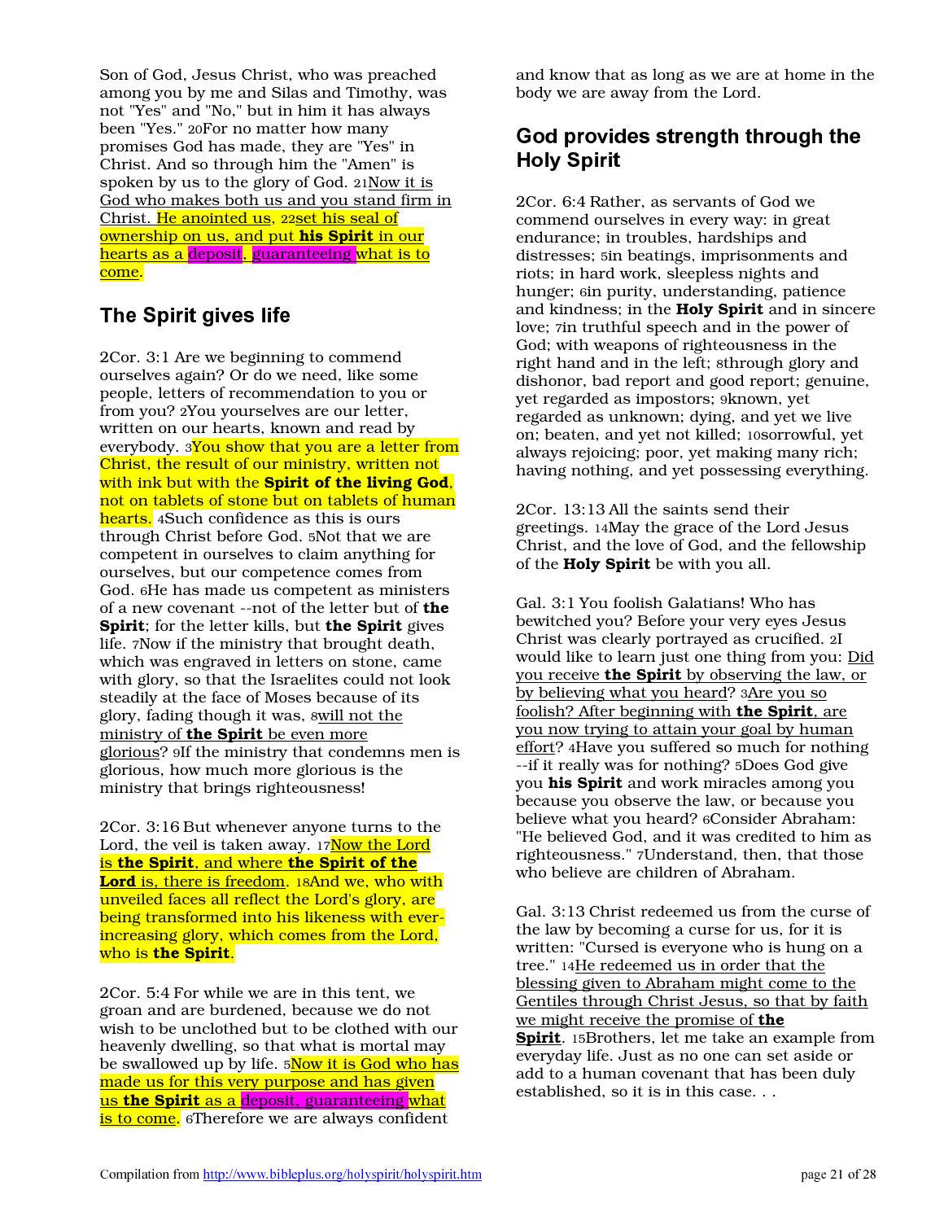Son of God, Jesus Christ, who was preached among you by me and Silas and Timothy, was not "Yes" and "No," but in him it has always been "Yes." 20For no matter how many promises God has made, they are "Yes" in Christ. And so through him the "Amen" is spoken by us to the glory of God. 21Now it is God who makes both us and you stand firm in Christ. He anointed us, 22set his seal of ownership on us, and put **his Spirit** in our hearts as a deposit, guaranteeing what is to come.

## The Spirit gives life

2Cor. 3:1 Are we beginning to commend ourselves again? Or do we need, like some people, letters of recommendation to you or from you? 2You yourselves are our letter, written on our hearts, known and read by everybody. 3You show that you are a letter from Christ, the result of our ministry, written not with ink but with the **Spirit of the living God**, not on tablets of stone but on tablets of human hearts. 4Such confidence as this is ours through Christ before God. 5Not that we are competent in ourselves to claim anything for ourselves, but our competence comes from God. 6He has made us competent as ministers of a new covenant --not of the letter but of **the Spirit**; for the letter kills, but **the Spirit** gives life. 7Now if the ministry that brought death, which was engraved in letters on stone, came with glory, so that the Israelites could not look steadily at the face of Moses because of its glory, fading though it was, 8will not the ministry of **the Spirit** be even more glorious? 9If the ministry that condemns men is glorious, how much more glorious is the ministry that brings righteousness!

2Cor. 3:16 But whenever anyone turns to the Lord, the veil is taken away. 17Now the Lord is **the Spirit**, and where **the Spirit of the Lord** is, there is freedom. 18And we, who with unveiled faces all reflect the Lord's glory, are being transformed into his likeness with ever-increasing glory, which comes from the Lord, who is **the Spirit**.

2Cor. 5:4 For while we are in this tent, we groan and are burdened, because we do not wish to be unclothed but to be clothed with our heavenly dwelling, so that what is mortal may be swallowed up by life. 5Now it is God who has made us for this very purpose and has given us **the Spirit** as a deposit, guaranteeing what is to come. 6Therefore we are always confident and know that as long as we are at home in the body we are away from the Lord.

## God provides strength through the Holy Spirit

2Cor. 6:4 Rather, as servants of God we commend ourselves in every way: in great endurance; in troubles, hardships and distresses; 5in beatings, imprisonments and riots; in hard work, sleepless nights and hunger; 6in purity, understanding, patience and kindness; in the **Holy Spirit** and in sincere love; 7in truthful speech and in the power of God; with weapons of righteousness in the right hand and in the left; 8through glory and dishonor, bad report and good report; genuine, yet regarded as impostors; 9known, yet regarded as unknown; dying, and yet we live on; beaten, and yet not killed; 10sorrowful, yet always rejoicing; poor, yet making many rich; having nothing, and yet possessing everything.

2Cor. 13:13 All the saints send their greetings. 14May the grace of the Lord Jesus Christ, and the love of God, and the fellowship of the **Holy Spirit** be with you all.

Gal. 3:1 You foolish Galatians! Who has bewitched you? Before your very eyes Jesus Christ was clearly portrayed as crucified. 2I would like to learn just one thing from you: Did you receive **the Spirit** by observing the law, or by believing what you heard? 3Are you so foolish? After beginning with **the Spirit**, are you now trying to attain your goal by human effort? 4Have you suffered so much for nothing --if it really was for nothing? 5Does God give you **his Spirit** and work miracles among you because you observe the law, or because you believe what you heard? 6Consider Abraham: "He believed God, and it was credited to him as righteousness." 7Understand, then, that those who believe are children of Abraham.

Gal. 3:13 Christ redeemed us from the curse of the law by becoming a curse for us, for it is written: "Cursed is everyone who is hung on a tree." 14He redeemed us in order that the blessing given to Abraham might come to the Gentiles through Christ Jesus, so that by faith we might receive the promise of **the Spirit**. 15Brothers, let me take an example from everyday life. Just as no one can set aside or add to a human covenant that has been duly established, so it is in this case. . .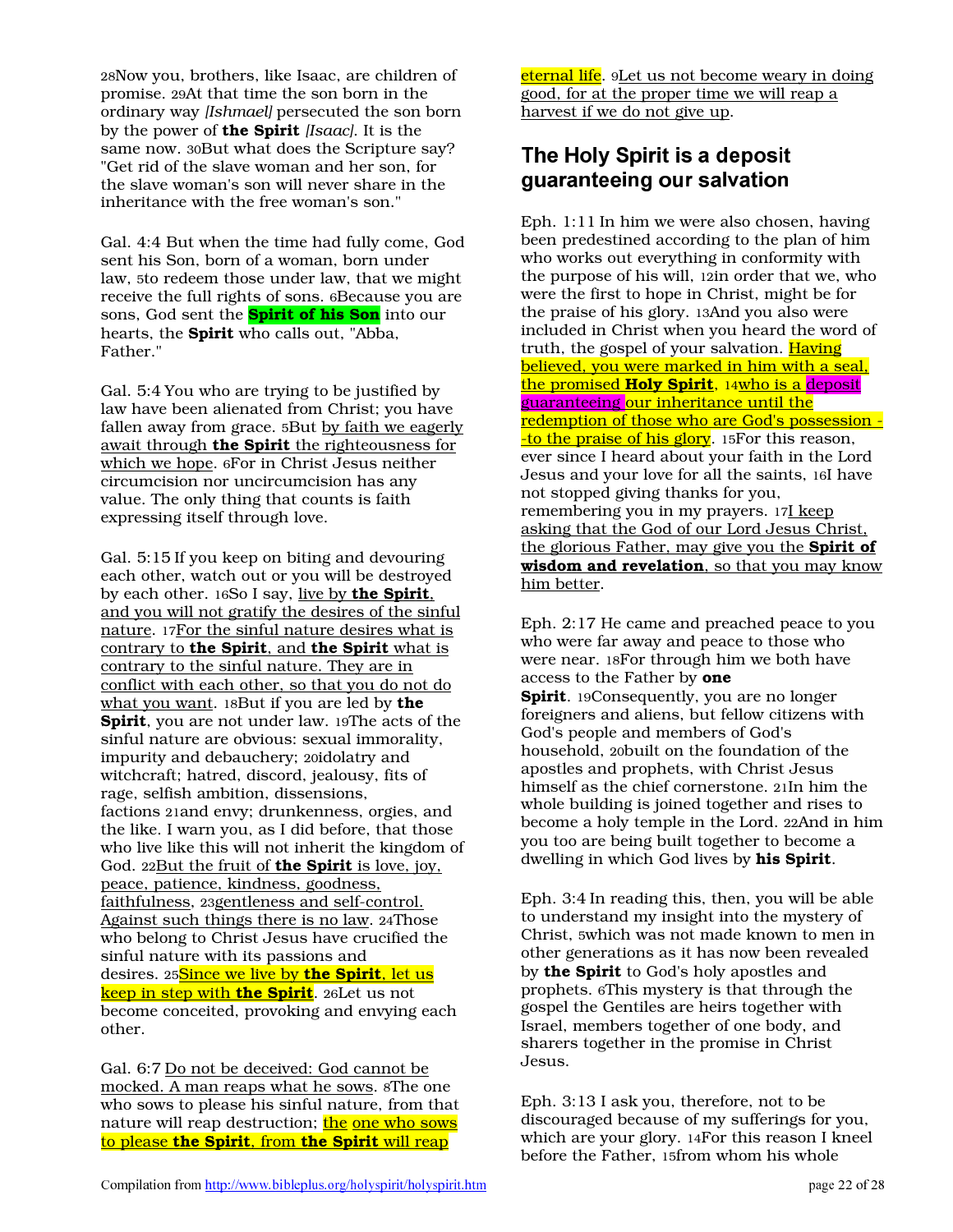28Now you, brothers, like Isaac, are children of promise. 29At that time the son born in the ordinary way *[Ishmael]* persecuted the son born by the power of **the Spirit** *[Isaac]*. It is the same now. 30But what does the Scripture say? "Get rid of the slave woman and her son, for the slave woman's son will never share in the inheritance with the free woman's son."

Gal. 4:4 But when the time had fully come, God sent his Son, born of a woman, born under law, 5to redeem those under law, that we might receive the full rights of sons. 6Because you are sons, God sent the **Spirit of his Son** into our hearts, the **Spirit** who calls out, "Abba, Father."

Gal. 5:4 You who are trying to be justified by law have been alienated from Christ; you have fallen away from grace. 5But by faith we eagerly await through **the Spirit** the righteousness for which we hope. 6For in Christ Jesus neither circumcision nor uncircumcision has any value. The only thing that counts is faith expressing itself through love.

Gal. 5:15 If you keep on biting and devouring each other, watch out or you will be destroyed by each other. 16So I say, live by **the Spirit**, and you will not gratify the desires of the sinful nature. 17For the sinful nature desires what is contrary to **the Spirit**, and **the Spirit** what is contrary to the sinful nature. They are in conflict with each other, so that you do not do what you want. 18But if you are led by **the Spirit**, you are not under law. 19The acts of the sinful nature are obvious: sexual immorality, impurity and debauchery; 20idolatry and witchcraft; hatred, discord, jealousy, fits of rage, selfish ambition, dissensions, factions 21and envy; drunkenness, orgies, and the like. I warn you, as I did before, that those who live like this will not inherit the kingdom of God. 22But the fruit of **the Spirit** is love, joy, peace, patience, kindness, goodness, faithfulness, 23gentleness and self-control. Against such things there is no law. 24Those who belong to Christ Jesus have crucified the sinful nature with its passions and desires. 25Since we live by **the Spirit**, let us keep in step with **the Spirit**. 26Let us not become conceited, provoking and envying each other.

Gal. 6:7 Do not be deceived: God cannot be mocked. A man reaps what he sows. 8The one who sows to please his sinful nature, from that nature will reap destruction; the one who sows to please **the Spirit**, from **the Spirit** will reap eternal life. 9Let us not become weary in doing good, for at the proper time we will reap a harvest if we do not give up.

## The Holy Spirit is a deposit guaranteeing our salvation

Eph. 1:11 In him we were also chosen, having been predestined according to the plan of him who works out everything in conformity with the purpose of his will, 12in order that we, who were the first to hope in Christ, might be for the praise of his glory. 13And you also were included in Christ when you heard the word of truth, the gospel of your salvation. Having believed, you were marked in him with a seal, the promised **Holy Spirit**, 14who is a deposit guaranteeing our inheritance until the redemption of those who are God's possession --to the praise of his glory. 15For this reason, ever since I heard about your faith in the Lord Jesus and your love for all the saints, 16I have not stopped giving thanks for you, remembering you in my prayers. 17I keep asking that the God of our Lord Jesus Christ, the glorious Father, may give you the **Spirit of wisdom and revelation**, so that you may know him better.

Eph. 2:17 He came and preached peace to you who were far away and peace to those who were near. 18For through him we both have access to the Father by **one Spirit**. 19Consequently, you are no longer foreigners and aliens, but fellow citizens with God's people and members of God's household, 20built on the foundation of the apostles and prophets, with Christ Jesus himself as the chief cornerstone. 21In him the whole building is joined together and rises to become a holy temple in the Lord. 22And in him you too are being built together to become a dwelling in which God lives by **his Spirit**.

Eph. 3:4 In reading this, then, you will be able to understand my insight into the mystery of Christ, 5which was not made known to men in other generations as it has now been revealed by **the Spirit** to God's holy apostles and prophets. 6This mystery is that through the gospel the Gentiles are heirs together with Israel, members together of one body, and sharers together in the promise in Christ Jesus.

Eph. 3:13 I ask you, therefore, not to be discouraged because of my sufferings for you, which are your glory. 14For this reason I kneel before the Father, 15from whom his whole

Compilation from http://www.bibleplus.org/holyspirit/holyspirit.htm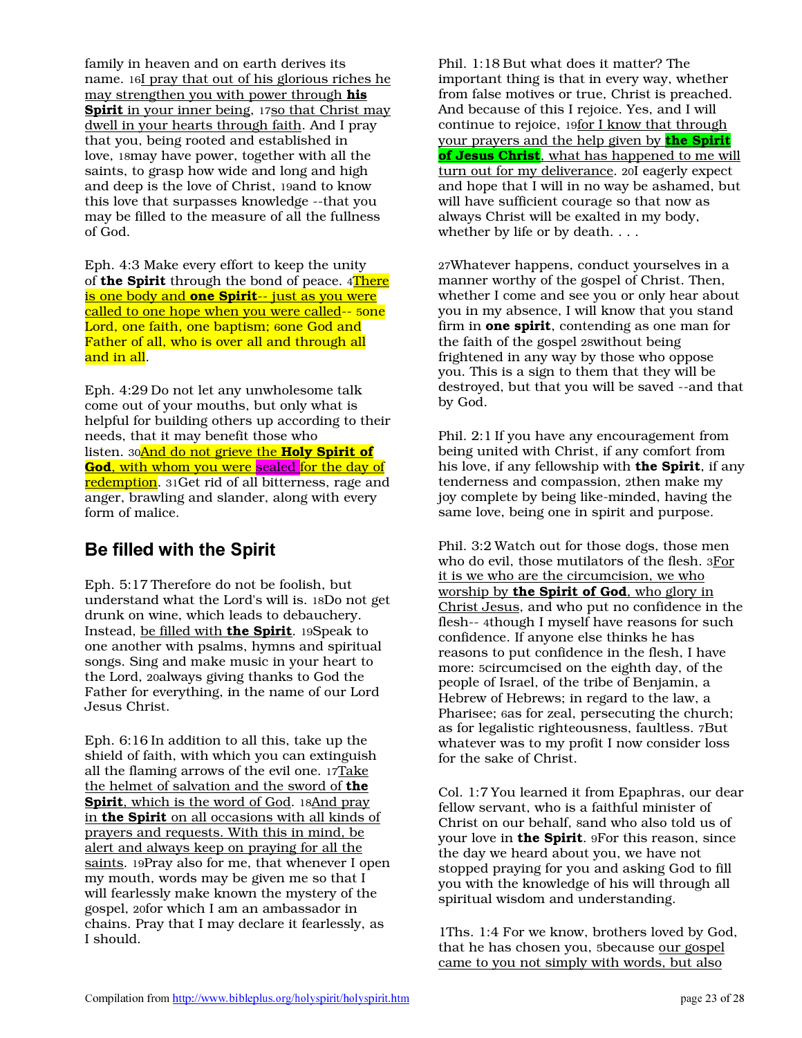family in heaven and on earth derives its name. 16I pray that out of his glorious riches he may strengthen you with power through **his Spirit** in your inner being, 17so that Christ may dwell in your hearts through faith. And I pray that you, being rooted and established in love, 18may have power, together with all the saints, to grasp how wide and long and high and deep is the love of Christ, 19and to know this love that surpasses knowledge --that you may be filled to the measure of all the fullness of God.

Eph. 4:3 Make every effort to keep the unity of **the Spirit** through the bond of peace. 4There is one body and **one Spirit**-- just as you were called to one hope when you were called-- 5one Lord, one faith, one baptism; 6one God and Father of all, who is over all and through all and in all.

Eph. 4:29 Do not let any unwholesome talk come out of your mouths, but only what is helpful for building others up according to their needs, that it may benefit those who listen. 30And do not grieve the **Holy Spirit of God**, with whom you were sealed for the day of redemption. 31Get rid of all bitterness, rage and anger, brawling and slander, along with every form of malice.

## Be filled with the Spirit

Eph. 5:17 Therefore do not be foolish, but understand what the Lord's will is. 18Do not get drunk on wine, which leads to debauchery. Instead, be filled with **the Spirit**. 19Speak to one another with psalms, hymns and spiritual songs. Sing and make music in your heart to the Lord, 20always giving thanks to God the Father for everything, in the name of our Lord Jesus Christ.

Eph. 6:16 In addition to all this, take up the shield of faith, with which you can extinguish all the flaming arrows of the evil one. 17Take the helmet of salvation and the sword of **the Spirit**, which is the word of God. 18And pray in **the Spirit** on all occasions with all kinds of prayers and requests. With this in mind, be alert and always keep on praying for all the saints. 19Pray also for me, that whenever I open my mouth, words may be given me so that I will fearlessly make known the mystery of the gospel, 20for which I am an ambassador in chains. Pray that I may declare it fearlessly, as I should.

Phil. 1:18 But what does it matter? The important thing is that in every way, whether from false motives or true, Christ is preached. And because of this I rejoice. Yes, and I will continue to rejoice, 19for I know that through your prayers and the help given by **the Spirit of Jesus Christ**, what has happened to me will turn out for my deliverance. 20I eagerly expect and hope that I will in no way be ashamed, but will have sufficient courage so that now as always Christ will be exalted in my body, whether by life or by death. . . .

27Whatever happens, conduct yourselves in a manner worthy of the gospel of Christ. Then, whether I come and see you or only hear about you in my absence, I will know that you stand firm in **one spirit**, contending as one man for the faith of the gospel 28without being frightened in any way by those who oppose you. This is a sign to them that they will be destroyed, but that you will be saved --and that by God.

Phil. 2:1 If you have any encouragement from being united with Christ, if any comfort from his love, if any fellowship with **the Spirit**, if any tenderness and compassion, 2then make my joy complete by being like-minded, having the same love, being one in spirit and purpose.

Phil. 3:2 Watch out for those dogs, those men who do evil, those mutilators of the flesh. 3For it is we who are the circumcision, we who worship by **the Spirit of God**, who glory in Christ Jesus, and who put no confidence in the flesh-- 4though I myself have reasons for such confidence. If anyone else thinks he has reasons to put confidence in the flesh, I have more: 5circumcised on the eighth day, of the people of Israel, of the tribe of Benjamin, a Hebrew of Hebrews; in regard to the law, a Pharisee; 6as for zeal, persecuting the church; as for legalistic righteousness, faultless. 7But whatever was to my profit I now consider loss for the sake of Christ.

Col. 1:7 You learned it from Epaphras, our dear fellow servant, who is a faithful minister of Christ on our behalf, 8and who also told us of your love in **the Spirit**. 9For this reason, since the day we heard about you, we have not stopped praying for you and asking God to fill you with the knowledge of his will through all spiritual wisdom and understanding.

1Ths. 1:4 For we know, brothers loved by God, that he has chosen you, 5because our gospel came to you not simply with words, but also

Compilation from http://www.bibleplus.org/holyspirit/holyspirit.htm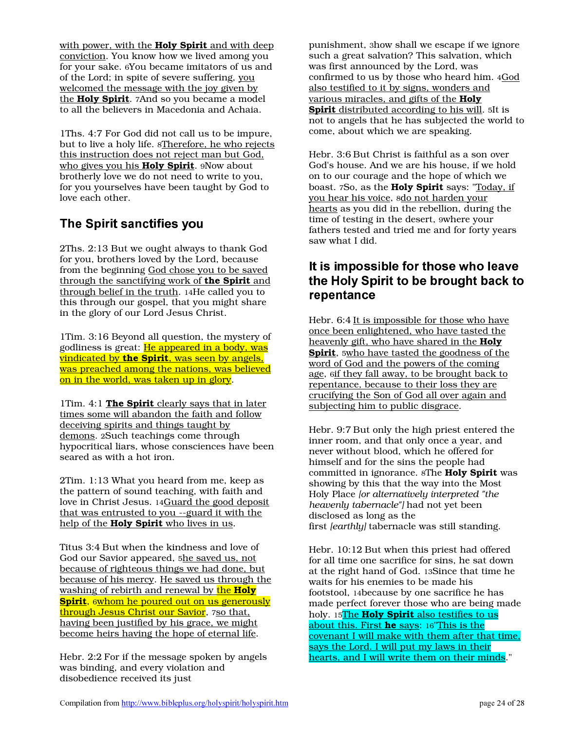with power, with the **Holy Spirit** and with deep conviction. You know how we lived among you for your sake. 6You became imitators of us and of the Lord; in spite of severe suffering, you welcomed the message with the joy given by the **Holy Spirit**. 7And so you became a model to all the believers in Macedonia and Achaia.

1Ths. 4:7 For God did not call us to be impure, but to live a holy life. 8Therefore, he who rejects this instruction does not reject man but God, who gives you his **Holy Spirit**. 9Now about brotherly love we do not need to write to you, for you yourselves have been taught by God to love each other.

## The Spirit sanctifies you

2Ths. 2:13 But we ought always to thank God for you, brothers loved by the Lord, because from the beginning God chose you to be saved through the sanctifying work of **the Spirit** and through belief in the truth. 14He called you to this through our gospel, that you might share in the glory of our Lord Jesus Christ.

1Tim. 3:16 Beyond all question, the mystery of godliness is great: He appeared in a body, was vindicated by **the Spirit**, was seen by angels, was preached among the nations, was believed on in the world, was taken up in glory.

1Tim. 4:1 **The Spirit** clearly says that in later times some will abandon the faith and follow deceiving spirits and things taught by demons. 2Such teachings come through hypocritical liars, whose consciences have been seared as with a hot iron.

2Tim. 1:13 What you heard from me, keep as the pattern of sound teaching, with faith and love in Christ Jesus. 14Guard the good deposit that was entrusted to you --guard it with the help of the **Holy Spirit** who lives in us.

Titus 3:4 But when the kindness and love of God our Savior appeared, 5he saved us, not because of righteous things we had done, but because of his mercy. He saved us through the washing of rebirth and renewal by the **Holy Spirit**, 6whom he poured out on us generously through Jesus Christ our Savior, 7so that, having been justified by his grace, we might become heirs having the hope of eternal life.

Hebr. 2:2 For if the message spoken by angels was binding, and every violation and disobedience received its just punishment, 3how shall we escape if we ignore such a great salvation? This salvation, which was first announced by the Lord, was confirmed to us by those who heard him. 4God also testified to it by signs, wonders and various miracles, and gifts of the **Holy Spirit** distributed according to his will. 5It is not to angels that he has subjected the world to come, about which we are speaking.

Hebr. 3:6 But Christ is faithful as a son over God's house. And we are his house, if we hold on to our courage and the hope of which we boast. 7So, as the **Holy Spirit** says: "Today, if you hear his voice, 8do not harden your hearts as you did in the rebellion, during the time of testing in the desert, 9where your fathers tested and tried me and for forty years saw what I did.

## It is impossible for those who leave the Holy Spirit to be brought back to repentance

Hebr. 6:4 It is impossible for those who have once been enlightened, who have tasted the heavenly gift, who have shared in the **Holy Spirit**, 5who have tasted the goodness of the word of God and the powers of the coming age, 6if they fall away, to be brought back to repentance, because to their loss they are crucifying the Son of God all over again and subjecting him to public disgrace.

Hebr. 9:7 But only the high priest entered the inner room, and that only once a year, and never without blood, which he offered for himself and for the sins the people had committed in ignorance. 8The **Holy Spirit** was showing by this that the way into the Most Holy Place *[or alternatively interpreted "the heavenly tabernacle"]* had not yet been disclosed as long as the first *[earthly]* tabernacle was still standing.

Hebr. 10:12 But when this priest had offered for all time one sacrifice for sins, he sat down at the right hand of God. 13Since that time he waits for his enemies to be made his footstool, 14because by one sacrifice he has made perfect forever those who are being made holy. 15The **Holy Spirit** also testifies to us about this. First **he** says: 16"This is the covenant I will make with them after that time, says the Lord. I will put my laws in their hearts, and I will write them on their minds."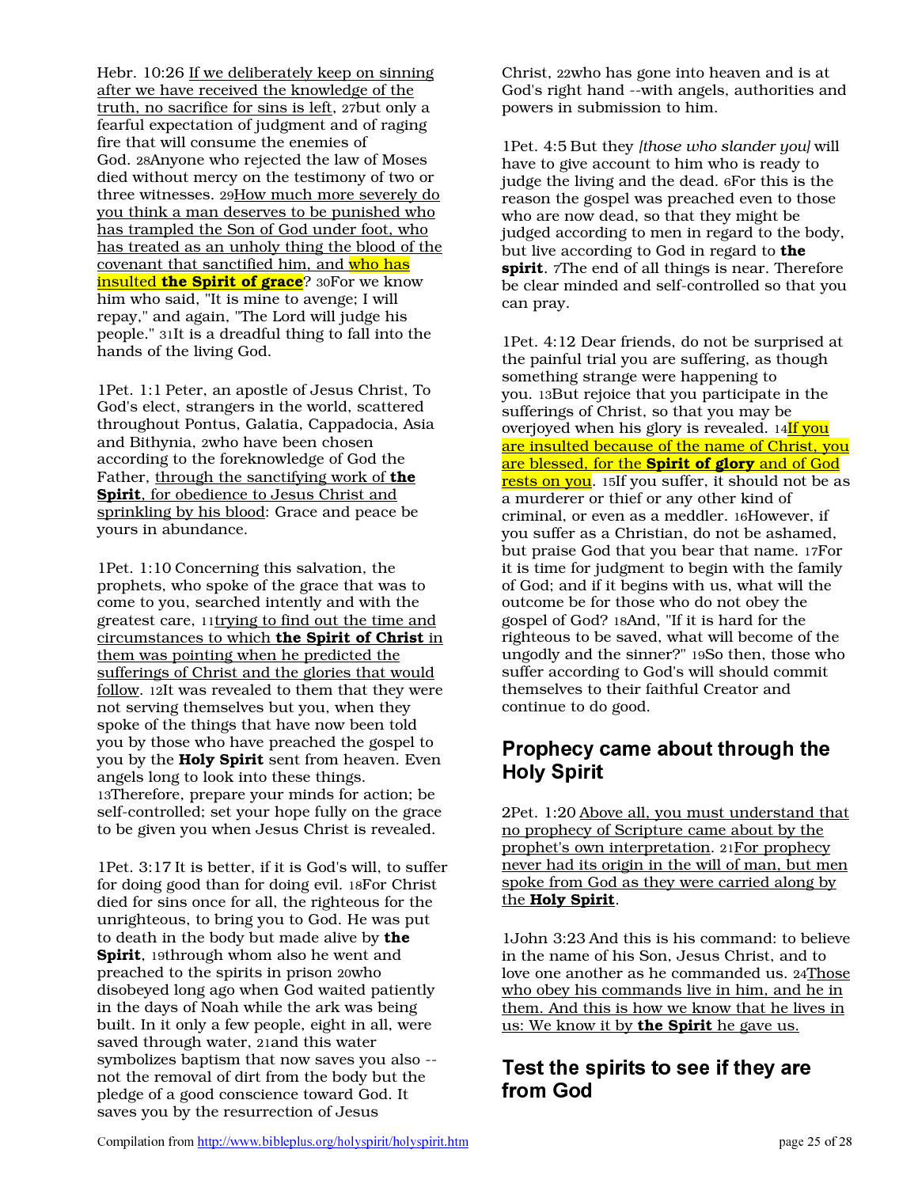Hebr. 10:26 If we deliberately keep on sinning after we have received the knowledge of the truth, no sacrifice for sins is left, 27but only a fearful expectation of judgment and of raging fire that will consume the enemies of God. 28Anyone who rejected the law of Moses died without mercy on the testimony of two or three witnesses. 29How much more severely do you think a man deserves to be punished who has trampled the Son of God under foot, who has treated as an unholy thing the blood of the covenant that sanctified him, and who has insulted **the Spirit of grace**? 30For we know him who said, "It is mine to avenge; I will repay," and again, "The Lord will judge his people." 31It is a dreadful thing to fall into the hands of the living God.

1Pet. 1:1 Peter, an apostle of Jesus Christ, To God's elect, strangers in the world, scattered throughout Pontus, Galatia, Cappadocia, Asia and Bithynia, 2who have been chosen according to the foreknowledge of God the Father, through the sanctifying work of **the Spirit**, for obedience to Jesus Christ and sprinkling by his blood: Grace and peace be yours in abundance.

1Pet. 1:10 Concerning this salvation, the prophets, who spoke of the grace that was to come to you, searched intently and with the greatest care, 11trying to find out the time and circumstances to which **the Spirit of Christ** in them was pointing when he predicted the sufferings of Christ and the glories that would follow. 12It was revealed to them that they were not serving themselves but you, when they spoke of the things that have now been told you by those who have preached the gospel to you by the **Holy Spirit** sent from heaven. Even angels long to look into these things. 13Therefore, prepare your minds for action; be self-controlled; set your hope fully on the grace to be given you when Jesus Christ is revealed.

1Pet. 3:17 It is better, if it is God's will, to suffer for doing good than for doing evil. 18For Christ died for sins once for all, the righteous for the unrighteous, to bring you to God. He was put to death in the body but made alive by **the Spirit**, 19through whom also he went and preached to the spirits in prison 20who disobeyed long ago when God waited patiently in the days of Noah while the ark was being built. In it only a few people, eight in all, were saved through water, 21and this water symbolizes baptism that now saves you also -- not the removal of dirt from the body but the pledge of a good conscience toward God. It saves you by the resurrection of Jesus Christ, 22who has gone into heaven and is at God's right hand --with angels, authorities and powers in submission to him.

1Pet. 4:5 But they *[those who slander you]* will have to give account to him who is ready to judge the living and the dead. 6For this is the reason the gospel was preached even to those who are now dead, so that they might be judged according to men in regard to the body, but live according to God in regard to **the spirit**. 7The end of all things is near. Therefore be clear minded and self-controlled so that you can pray.

1Pet. 4:12 Dear friends, do not be surprised at the painful trial you are suffering, as though something strange were happening to you. 13But rejoice that you participate in the sufferings of Christ, so that you may be overjoyed when his glory is revealed. 14If you are insulted because of the name of Christ, you are blessed, for the **Spirit of glory** and of God rests on you. 15If you suffer, it should not be as a murderer or thief or any other kind of criminal, or even as a meddler. 16However, if you suffer as a Christian, do not be ashamed, but praise God that you bear that name. 17For it is time for judgment to begin with the family of God; and if it begins with us, what will the outcome be for those who do not obey the gospel of God? 18And, "If it is hard for the righteous to be saved, what will become of the ungodly and the sinner?" 19So then, those who suffer according to God's will should commit themselves to their faithful Creator and continue to do good.

## Prophecy came about through the Holy Spirit

2Pet. 1:20 Above all, you must understand that no prophecy of Scripture came about by the prophet's own interpretation. 21For prophecy never had its origin in the will of man, but men spoke from God as they were carried along by the **Holy Spirit**.

1John 3:23 And this is his command: to believe in the name of his Son, Jesus Christ, and to love one another as he commanded us. 24Those who obey his commands live in him, and he in them. And this is how we know that he lives in us: We know it by **the Spirit** he gave us.

## Test the spirits to see if they are from God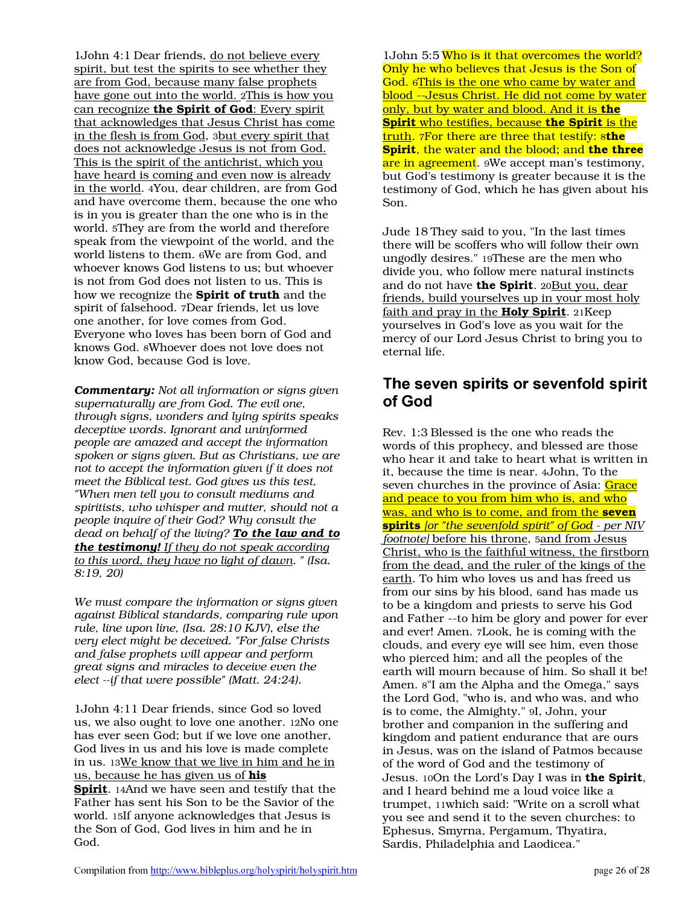1John 4:1 Dear friends, do not believe every spirit, but test the spirits to see whether they are from God, because many false prophets have gone out into the world. 2This is how you can recognize **the Spirit of God**: Every spirit that acknowledges that Jesus Christ has come in the flesh is from God, 3but every spirit that does not acknowledge Jesus is not from God. This is the spirit of the antichrist, which you have heard is coming and even now is already in the world. 4You, dear children, are from God and have overcome them, because the one who is in you is greater than the one who is in the world. 5They are from the world and therefore speak from the viewpoint of the world, and the world listens to them. 6We are from God, and whoever knows God listens to us; but whoever is not from God does not listen to us. This is how we recognize the **Spirit of truth** and the spirit of falsehood. 7Dear friends, let us love one another, for love comes from God. Everyone who loves has been born of God and knows God. 8Whoever does not love does not know God, because God is love.

***Commentary:*** *Not all information or signs given supernaturally are from God. The evil one, through signs, wonders and lying spirits speaks deceptive words. Ignorant and uninformed people are amazed and accept the information spoken or signs given. But as Christians, we are not to accept the information given if it does not meet the Biblical test. God gives us this test, "When men tell you to consult mediums and spiritists, who whisper and mutter, should not a people inquire of their God? Why consult the dead on behalf of the living?* ***To the law and to the testimony!*** *If they do not speak according to this word, they have no light of dawn. " (Isa. 8:19, 20)*

*We must compare the information or signs given against Biblical standards, comparing rule upon rule, line upon line, (Isa. 28:10 KJV), else the very elect might be deceived. "For false Christs and false prophets will appear and perform great signs and miracles to deceive even the elect --if that were possible" (Matt. 24:24).*

1John 4:11 Dear friends, since God so loved us, we also ought to love one another. 12No one has ever seen God; but if we love one another, God lives in us and his love is made complete in us. 13We know that we live in him and he in us, because he has given us of **his Spirit**. 14And we have seen and testify that the Father has sent his Son to be the Savior of the world. 15If anyone acknowledges that Jesus is the Son of God, God lives in him and he in God.

1John 5:5 Who is it that overcomes the world? Only he who believes that Jesus is the Son of God. 6This is the one who came by water and blood --Jesus Christ. He did not come by water only, but by water and blood. And it is **the Spirit** who testifies, because **the Spirit** is the truth. 7For there are three that testify: 8**the Spirit**, the water and the blood; and **the three** are in agreement. 9We accept man's testimony, but God's testimony is greater because it is the testimony of God, which he has given about his Son.

Jude 18 They said to you, "In the last times there will be scoffers who will follow their own ungodly desires." 19These are the men who divide you, who follow mere natural instincts and do not have **the Spirit**. 20But you, dear friends, build yourselves up in your most holy faith and pray in the **Holy Spirit**. 21Keep yourselves in God's love as you wait for the mercy of our Lord Jesus Christ to bring you to eternal life.

## The seven spirits or sevenfold spirit of God

Rev. 1:3 Blessed is the one who reads the words of this prophecy, and blessed are those who hear it and take to heart what is written in it, because the time is near. 4John, To the seven churches in the province of Asia: Grace and peace to you from him who is, and who was, and who is to come, and from the **seven spirits** *[or "the sevenfold spirit" of God - per NIV footnote]* before his throne, 5and from Jesus Christ, who is the faithful witness, the firstborn from the dead, and the ruler of the kings of the earth. To him who loves us and has freed us from our sins by his blood, 6and has made us to be a kingdom and priests to serve his God and Father --to him be glory and power for ever and ever! Amen. 7Look, he is coming with the clouds, and every eye will see him, even those who pierced him; and all the peoples of the earth will mourn because of him. So shall it be! Amen. 8"I am the Alpha and the Omega," says the Lord God, "who is, and who was, and who is to come, the Almighty." 9I, John, your brother and companion in the suffering and kingdom and patient endurance that are ours in Jesus, was on the island of Patmos because of the word of God and the testimony of Jesus. 10On the Lord's Day I was in **the Spirit**, and I heard behind me a loud voice like a trumpet, 11which said: "Write on a scroll what you see and send it to the seven churches: to Ephesus, Smyrna, Pergamum, Thyatira, Sardis, Philadelphia and Laodicea."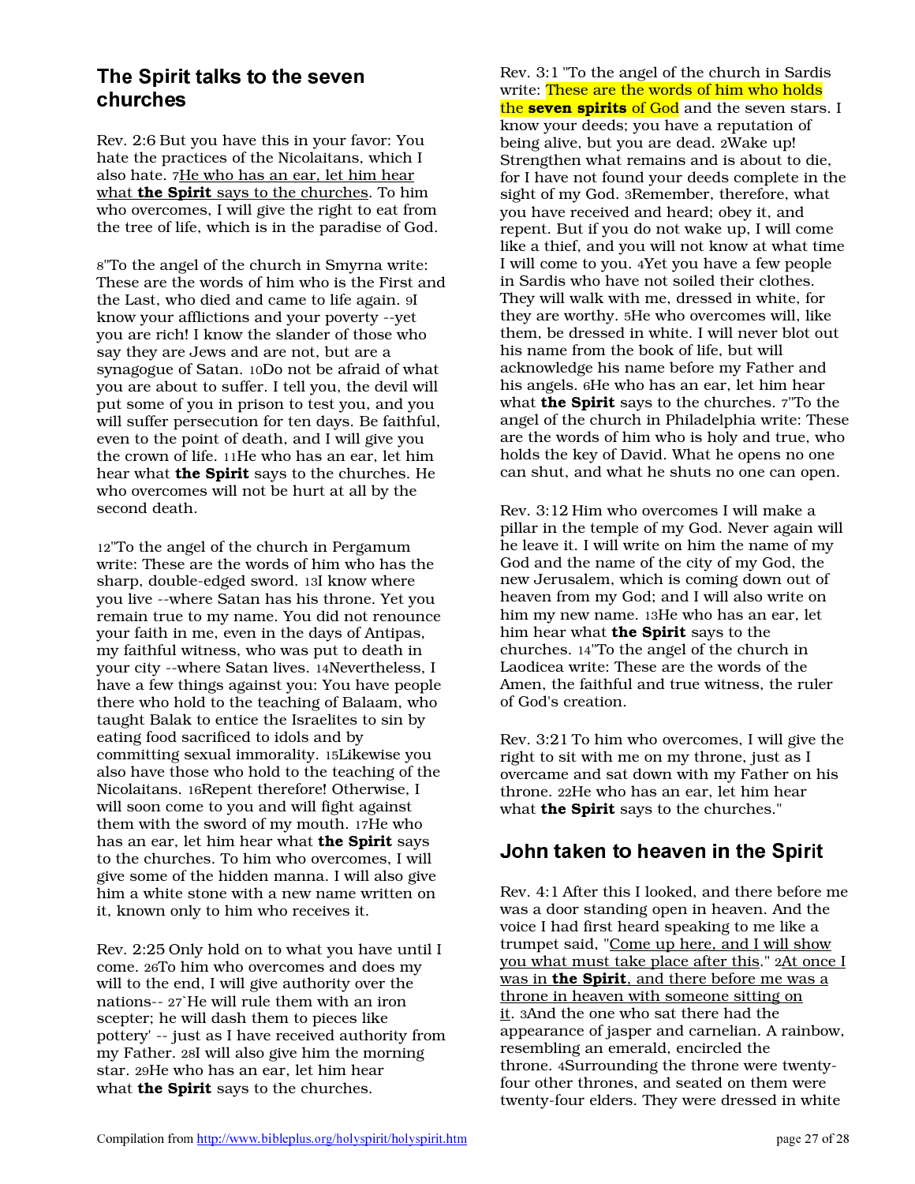## The Spirit talks to the seven churches

Rev. 2:6 But you have this in your favor: You hate the practices of the Nicolaitans, which I also hate. 7He who has an ear, let him hear what **the Spirit** says to the churches. To him who overcomes, I will give the right to eat from the tree of life, which is in the paradise of God.

8"To the angel of the church in Smyrna write: These are the words of him who is the First and the Last, who died and came to life again. 9I know your afflictions and your poverty --yet you are rich! I know the slander of those who say they are Jews and are not, but are a synagogue of Satan. 10Do not be afraid of what you are about to suffer. I tell you, the devil will put some of you in prison to test you, and you will suffer persecution for ten days. Be faithful, even to the point of death, and I will give you the crown of life. 11He who has an ear, let him hear what **the Spirit** says to the churches. He who overcomes will not be hurt at all by the second death.

12"To the angel of the church in Pergamum write: These are the words of him who has the sharp, double-edged sword. 13I know where you live --where Satan has his throne. Yet you remain true to my name. You did not renounce your faith in me, even in the days of Antipas, my faithful witness, who was put to death in your city --where Satan lives. 14Nevertheless, I have a few things against you: You have people there who hold to the teaching of Balaam, who taught Balak to entice the Israelites to sin by eating food sacrificed to idols and by committing sexual immorality. 15Likewise you also have those who hold to the teaching of the Nicolaitans. 16Repent therefore! Otherwise, I will soon come to you and will fight against them with the sword of my mouth. 17He who has an ear, let him hear what **the Spirit** says to the churches. To him who overcomes, I will give some of the hidden manna. I will also give him a white stone with a new name written on it, known only to him who receives it.

Rev. 2:25 Only hold on to what you have until I come. 26To him who overcomes and does my will to the end, I will give authority over the nations-- 27`He will rule them with an iron scepter; he will dash them to pieces like pottery' -- just as I have received authority from my Father. 28I will also give him the morning star. 29He who has an ear, let him hear what **the Spirit** says to the churches.

Rev. 3:1 "To the angel of the church in Sardis write: These are the words of him who holds the **seven spirits** of God and the seven stars. I know your deeds; you have a reputation of being alive, but you are dead. 2Wake up! Strengthen what remains and is about to die, for I have not found your deeds complete in the sight of my God. 3Remember, therefore, what you have received and heard; obey it, and repent. But if you do not wake up, I will come like a thief, and you will not know at what time I will come to you. 4Yet you have a few people in Sardis who have not soiled their clothes. They will walk with me, dressed in white, for they are worthy. 5He who overcomes will, like them, be dressed in white. I will never blot out his name from the book of life, but will acknowledge his name before my Father and his angels. 6He who has an ear, let him hear what **the Spirit** says to the churches. 7"To the angel of the church in Philadelphia write: These are the words of him who is holy and true, who holds the key of David. What he opens no one can shut, and what he shuts no one can open.

Rev. 3:12 Him who overcomes I will make a pillar in the temple of my God. Never again will he leave it. I will write on him the name of my God and the name of the city of my God, the new Jerusalem, which is coming down out of heaven from my God; and I will also write on him my new name. 13He who has an ear, let him hear what **the Spirit** says to the churches. 14"To the angel of the church in Laodicea write: These are the words of the Amen, the faithful and true witness, the ruler of God's creation.

Rev. 3:21 To him who overcomes, I will give the right to sit with me on my throne, just as I overcame and sat down with my Father on his throne. 22He who has an ear, let him hear what **the Spirit** says to the churches."

## John taken to heaven in the Spirit

Rev. 4:1 After this I looked, and there before me was a door standing open in heaven. And the voice I had first heard speaking to me like a trumpet said, "Come up here, and I will show you what must take place after this." 2At once I was in **the Spirit**, and there before me was a throne in heaven with someone sitting on it. 3And the one who sat there had the appearance of jasper and carnelian. A rainbow, resembling an emerald, encircled the throne. 4Surrounding the throne were twenty-four other thrones, and seated on them were twenty-four elders. They were dressed in white

Compilation from http://www.bibleplus.org/holyspirit/holyspirit.htm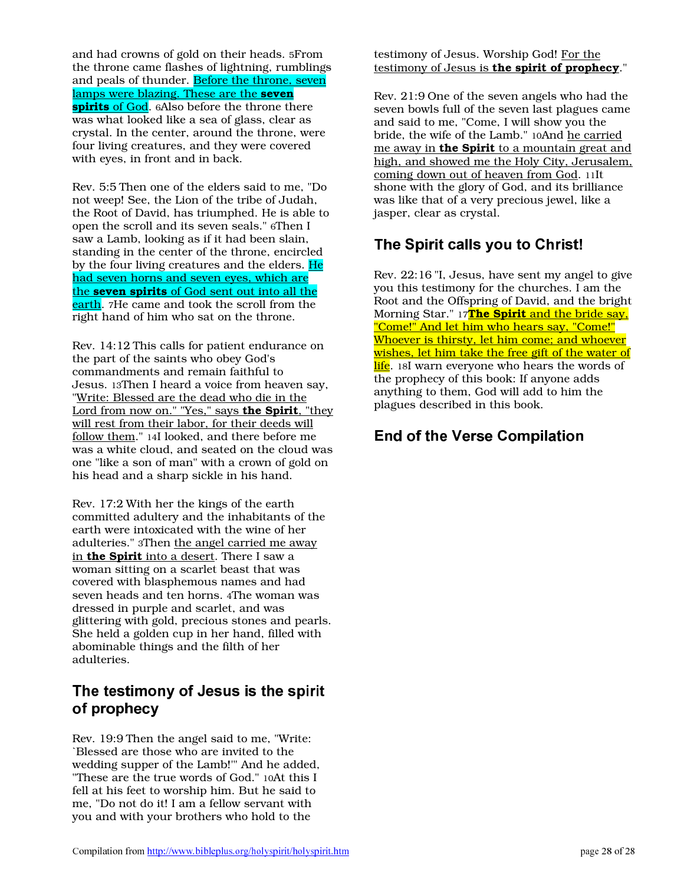and had crowns of gold on their heads. 5From the throne came flashes of lightning, rumblings and peals of thunder. Before the throne, seven lamps were blazing. These are the **seven spirits** of God. 6Also before the throne there was what looked like a sea of glass, clear as crystal. In the center, around the throne, were four living creatures, and they were covered with eyes, in front and in back.

Rev. 5:5 Then one of the elders said to me, "Do not weep! See, the Lion of the tribe of Judah, the Root of David, has triumphed. He is able to open the scroll and its seven seals." 6Then I saw a Lamb, looking as if it had been slain, standing in the center of the throne, encircled by the four living creatures and the elders. He had seven horns and seven eyes, which are the **seven spirits** of God sent out into all the earth. 7He came and took the scroll from the right hand of him who sat on the throne.

Rev. 14:12 This calls for patient endurance on the part of the saints who obey God's commandments and remain faithful to Jesus. 13Then I heard a voice from heaven say, "Write: Blessed are the dead who die in the Lord from now on." "Yes," says **the Spirit**, "they will rest from their labor, for their deeds will follow them." 14I looked, and there before me was a white cloud, and seated on the cloud was one "like a son of man" with a crown of gold on his head and a sharp sickle in his hand.

Rev. 17:2 With her the kings of the earth committed adultery and the inhabitants of the earth were intoxicated with the wine of her adulteries." 3Then the angel carried me away in **the Spirit** into a desert. There I saw a woman sitting on a scarlet beast that was covered with blasphemous names and had seven heads and ten horns. 4The woman was dressed in purple and scarlet, and was glittering with gold, precious stones and pearls. She held a golden cup in her hand, filled with abominable things and the filth of her adulteries.

## The testimony of Jesus is the spirit of prophecy

Rev. 19:9 Then the angel said to me, "Write: `Blessed are those who are invited to the wedding supper of the Lamb!'" And he added, "These are the true words of God." 10At this I fell at his feet to worship him. But he said to me, "Do not do it! I am a fellow servant with you and with your brothers who hold to the testimony of Jesus. Worship God! For the testimony of Jesus is **the spirit of prophecy**."

Rev. 21:9 One of the seven angels who had the seven bowls full of the seven last plagues came and said to me, "Come, I will show you the bride, the wife of the Lamb." 10And he carried me away in **the Spirit** to a mountain great and high, and showed me the Holy City, Jerusalem, coming down out of heaven from God. 11It shone with the glory of God, and its brilliance was like that of a very precious jewel, like a jasper, clear as crystal.

## The Spirit calls you to Christ!

Rev. 22:16 "I, Jesus, have sent my angel to give you this testimony for the churches. I am the Root and the Offspring of David, and the bright Morning Star." 17**The Spirit** and the bride say, "Come!" And let him who hears say, "Come!" Whoever is thirsty, let him come; and whoever wishes, let him take the free gift of the water of life. 18I warn everyone who hears the words of the prophecy of this book: If anyone adds anything to them, God will add to him the plagues described in this book.

## End of the Verse Compilation

Compilation from http://www.bibleplus.org/holyspirit/holyspirit.htm